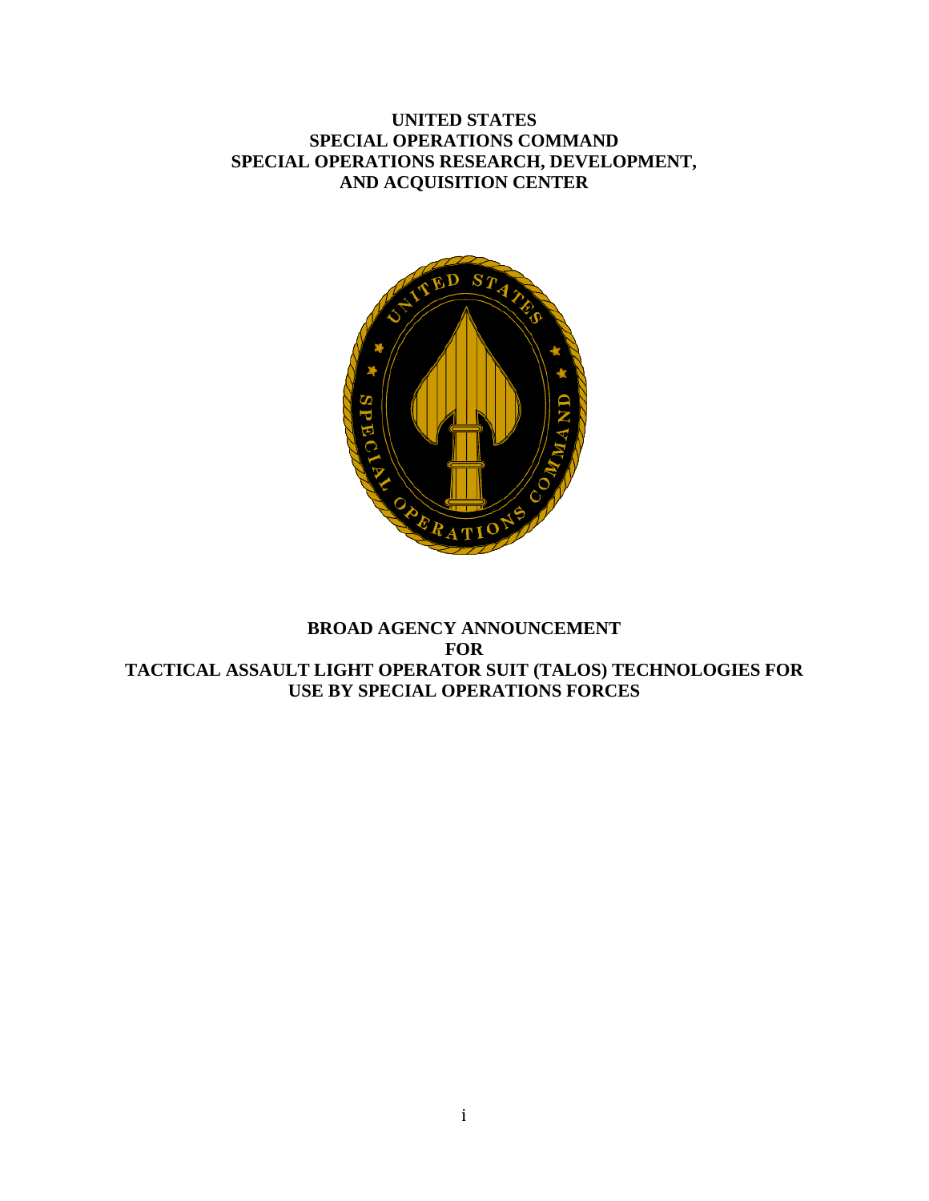**UNITED STATES**
**SPECIAL OPERATIONS COMMAND**
**SPECIAL OPERATIONS RESEARCH, DEVELOPMENT, AND ACQUISITION CENTER**

# BROAD AGENCY ANNOUNCEMENT FOR TACTICAL ASSAULT LIGHT OPERATOR SUIT (TALOS) TECHNOLOGIES FOR USE BY SPECIAL OPERATIONS FORCES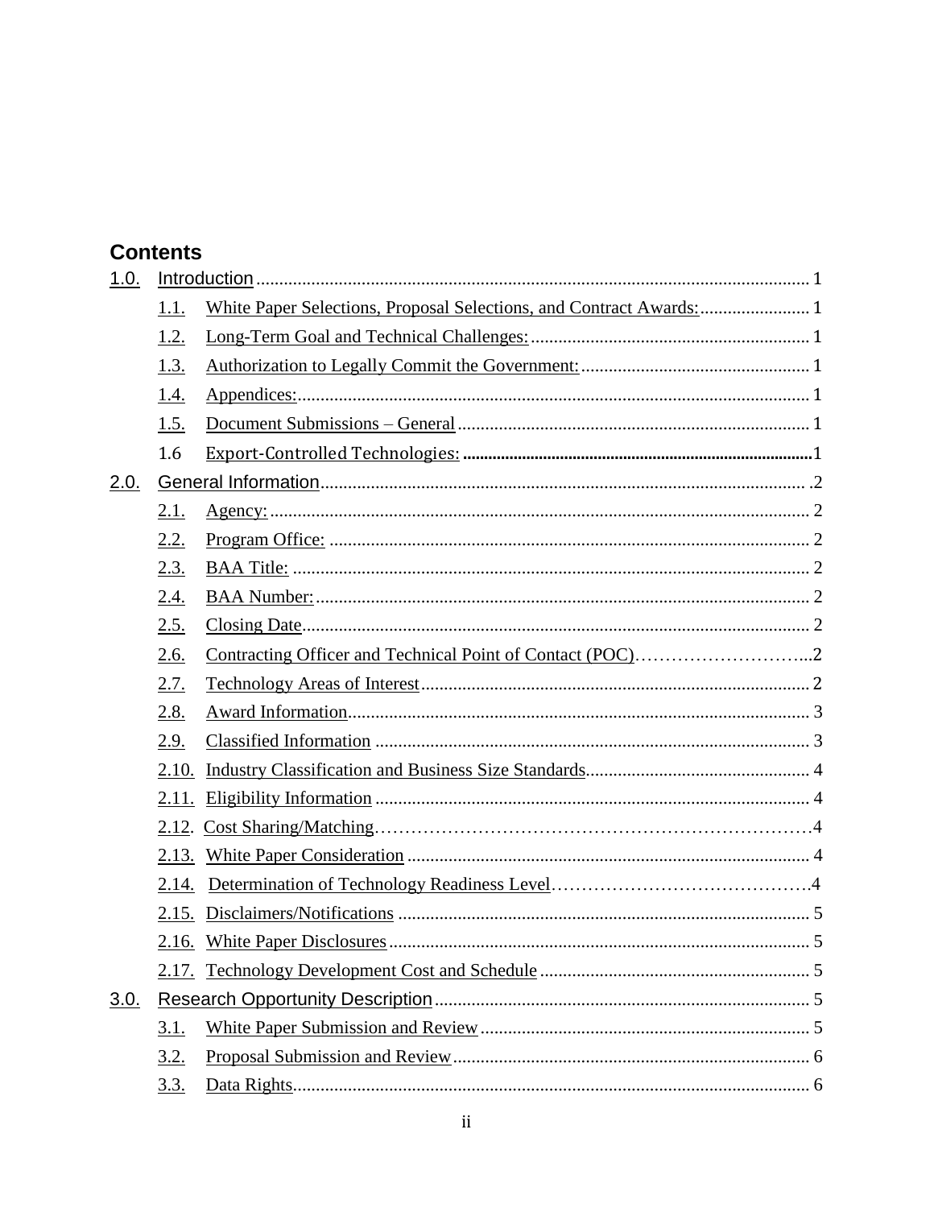# Contents

- 1.0. Introduction ..... 1
  - 1.1. White Paper Selections, Proposal Selections, and Contract Awards: ..... 1
  - 1.2. Long-Term Goal and Technical Challenges: ..... 1
  - 1.3. Authorization to Legally Commit the Government: ..... 1
  - 1.4. Appendices: ..... 1
  - 1.5. Document Submissions – General ..... 1
  - 1.6 Export-Controlled Technologies: ..... 1
- 2.0. General Information ..... 2
  - 2.1. Agency: ..... 2
  - 2.2. Program Office: ..... 2
  - 2.3. BAA Title: ..... 2
  - 2.4. BAA Number: ..... 2
  - 2.5. Closing Date ..... 2
  - 2.6. Contracting Officer and Technical Point of Contact (POC) ..... 2
  - 2.7. Technology Areas of Interest ..... 2
  - 2.8. Award Information ..... 3
  - 2.9. Classified Information ..... 3
  - 2.10. Industry Classification and Business Size Standards ..... 4
  - 2.11. Eligibility Information ..... 4
  - 2.12. Cost Sharing/Matching ..... 4
  - 2.13. White Paper Consideration ..... 4
  - 2.14. Determination of Technology Readiness Level ..... 4
  - 2.15. Disclaimers/Notifications ..... 5
  - 2.16. White Paper Disclosures ..... 5
  - 2.17. Technology Development Cost and Schedule ..... 5
- 3.0. Research Opportunity Description ..... 5
  - 3.1. White Paper Submission and Review ..... 5
  - 3.2. Proposal Submission and Review ..... 6
  - 3.3. Data Rights ..... 6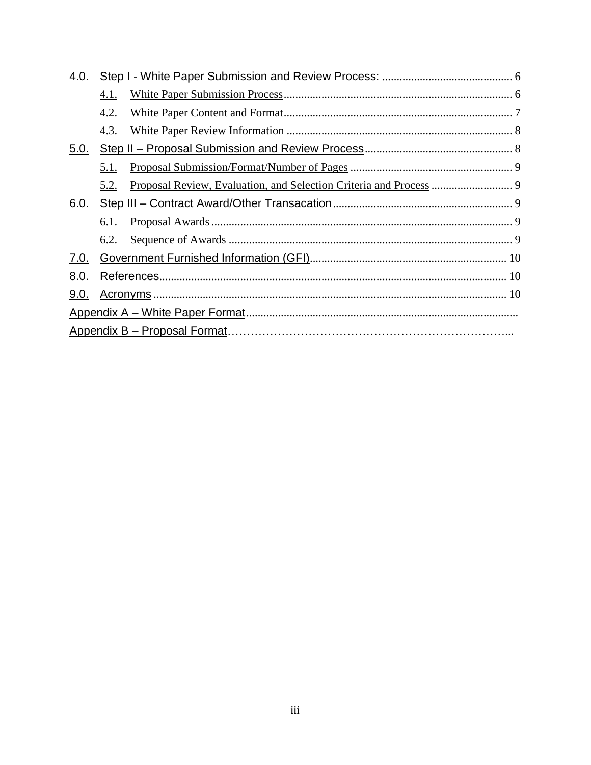4.0. Step I - White Paper Submission and Review Process: ............................................ 6

- 4.1. White Paper Submission Process.............................................................................. 6
- 4.2. White Paper Content and Format.............................................................................. 7
- 4.3. White Paper Review Information ............................................................................. 8

5.0. Step II – Proposal Submission and Review Process.................................................. 8

- 5.1. Proposal Submission/Format/Number of Pages ........................................................ 9
- 5.2. Proposal Review, Evaluation, and Selection Criteria and Process ............................ 9

6.0. Step III – Contract Award/Other Transacation............................................................. 9

- 6.1. Proposal Awards ....................................................................................................... 9
- 6.2. Sequence of Awards ................................................................................................. 9

7.0. Government Furnished Information (GFI)................................................................... 10

8.0. References...................................................................................................................... 10

9.0. Acronyms ........................................................................................................................ 10

Appendix A – White Paper Format............................................................................................

Appendix B – Proposal Format………………………………………………………………...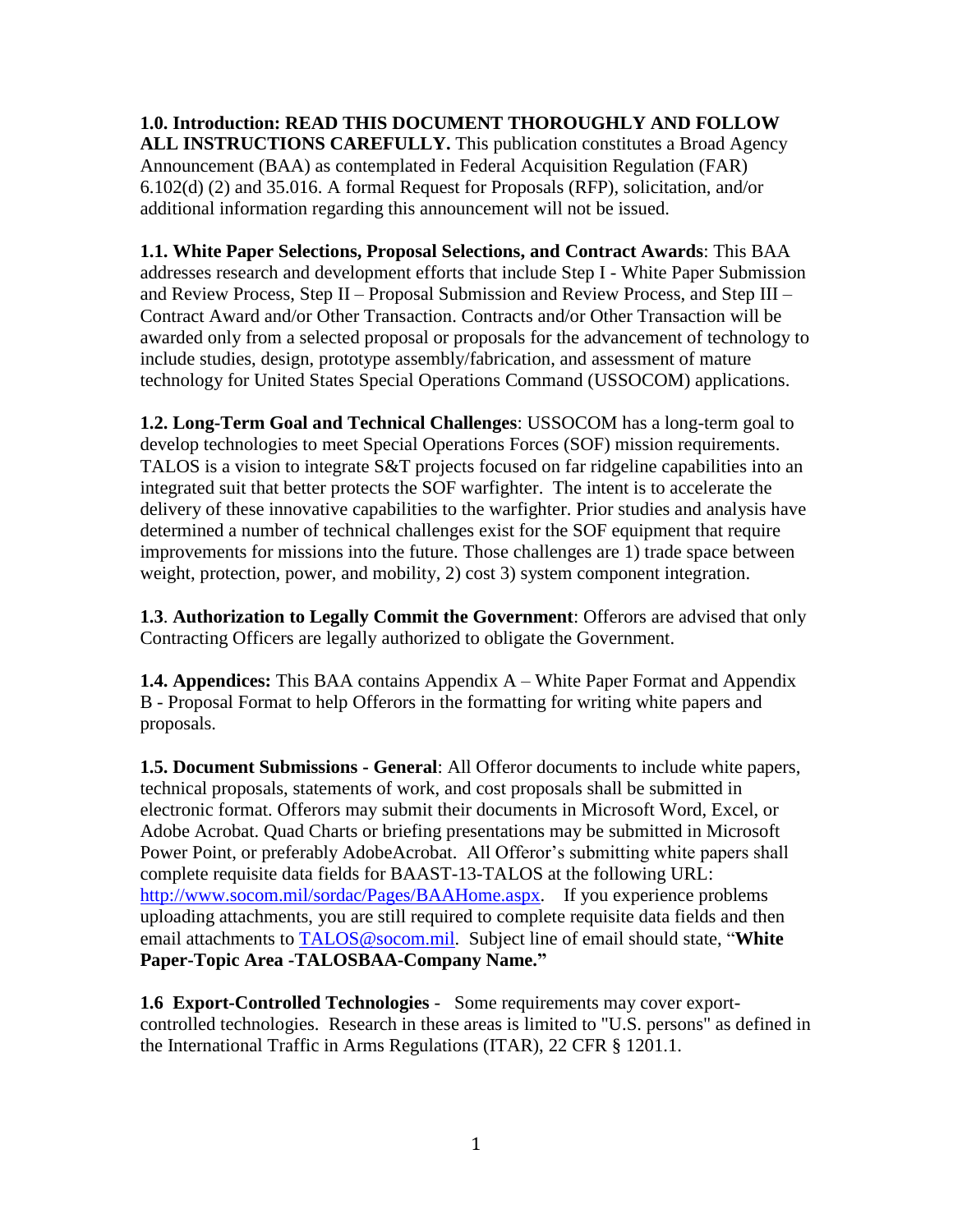**1.0. Introduction: READ THIS DOCUMENT THOROUGHLY AND FOLLOW ALL INSTRUCTIONS CAREFULLY.** This publication constitutes a Broad Agency Announcement (BAA) as contemplated in Federal Acquisition Regulation (FAR) 6.102(d) (2) and 35.016. A formal Request for Proposals (RFP), solicitation, and/or additional information regarding this announcement will not be issued.

**1.1. White Paper Selections, Proposal Selections, and Contract Awards**: This BAA addresses research and development efforts that include Step I - White Paper Submission and Review Process, Step II – Proposal Submission and Review Process, and Step III – Contract Award and/or Other Transaction. Contracts and/or Other Transaction will be awarded only from a selected proposal or proposals for the advancement of technology to include studies, design, prototype assembly/fabrication, and assessment of mature technology for United States Special Operations Command (USSOCOM) applications.

**1.2. Long-Term Goal and Technical Challenges**: USSOCOM has a long-term goal to develop technologies to meet Special Operations Forces (SOF) mission requirements. TALOS is a vision to integrate S&T projects focused on far ridgeline capabilities into an integrated suit that better protects the SOF warfighter. The intent is to accelerate the delivery of these innovative capabilities to the warfighter. Prior studies and analysis have determined a number of technical challenges exist for the SOF equipment that require improvements for missions into the future. Those challenges are 1) trade space between weight, protection, power, and mobility, 2) cost 3) system component integration.

**1.3**. **Authorization to Legally Commit the Government**: Offerors are advised that only Contracting Officers are legally authorized to obligate the Government.

**1.4. Appendices:** This BAA contains Appendix A – White Paper Format and Appendix B - Proposal Format to help Offerors in the formatting for writing white papers and proposals.

**1.5. Document Submissions - General**: All Offeror documents to include white papers, technical proposals, statements of work, and cost proposals shall be submitted in electronic format. Offerors may submit their documents in Microsoft Word, Excel, or Adobe Acrobat. Quad Charts or briefing presentations may be submitted in Microsoft Power Point, or preferably AdobeAcrobat. All Offeror's submitting white papers shall complete requisite data fields for BAAST-13-TALOS at the following URL: http://www.socom.mil/sordac/Pages/BAAHome.aspx. If you experience problems uploading attachments, you are still required to complete requisite data fields and then email attachments to TALOS@socom.mil. Subject line of email should state, "**White Paper-Topic Area -TALOSBAA-Company Name."**

**1.6 Export-Controlled Technologies** - Some requirements may cover export-controlled technologies. Research in these areas is limited to "U.S. persons" as defined in the International Traffic in Arms Regulations (ITAR), 22 CFR § 1201.1.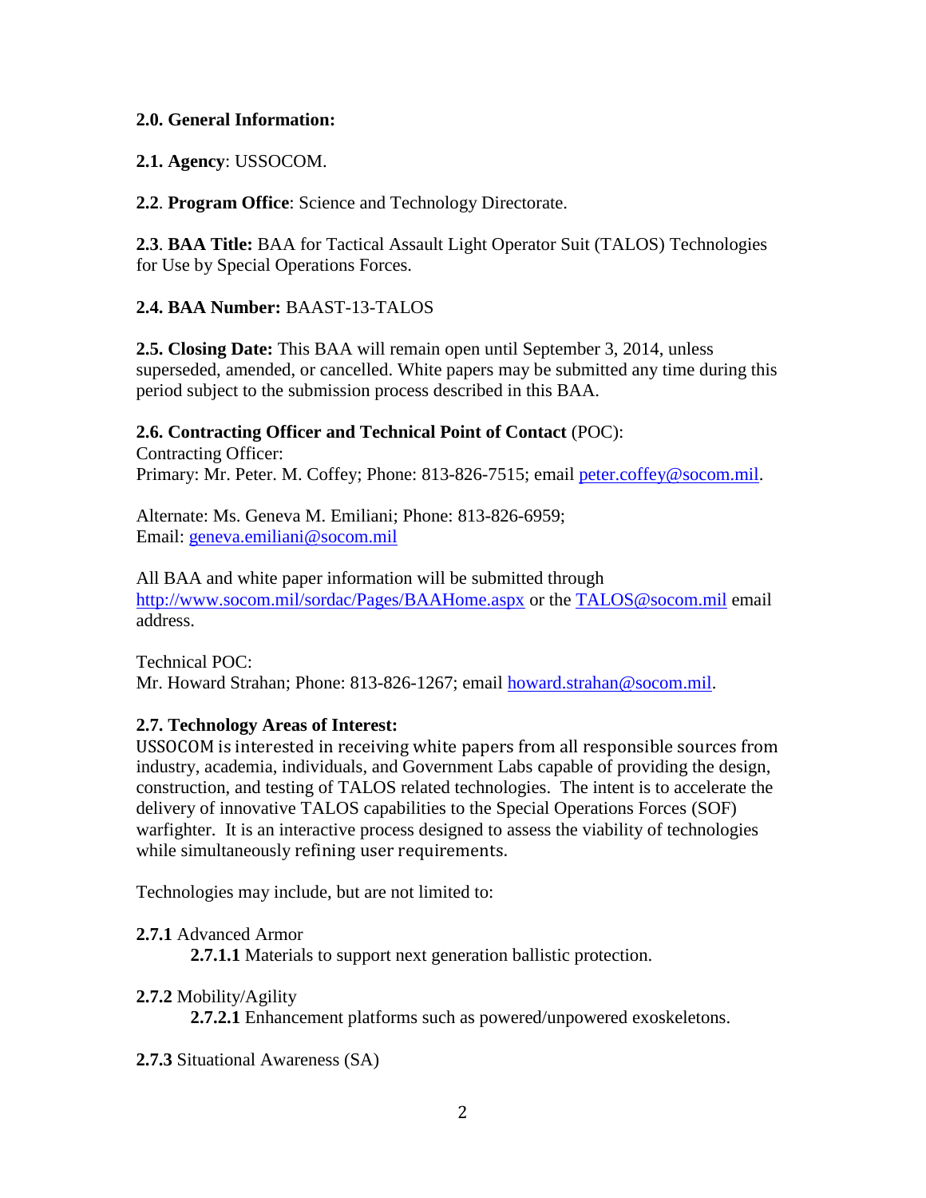**2.0. General Information:**

**2.1. Agency**: USSOCOM.

**2.2**. **Program Office**: Science and Technology Directorate.

**2.3**. **BAA Title:** BAA for Tactical Assault Light Operator Suit (TALOS) Technologies for Use by Special Operations Forces.

**2.4. BAA Number:** BAAST-13-TALOS

**2.5. Closing Date:** This BAA will remain open until September 3, 2014, unless superseded, amended, or cancelled. White papers may be submitted any time during this period subject to the submission process described in this BAA.

**2.6. Contracting Officer and Technical Point of Contact** (POC):
Contracting Officer:
Primary: Mr. Peter. M. Coffey; Phone: 813-826-7515; email peter.coffey@socom.mil.

Alternate: Ms. Geneva M. Emiliani; Phone: 813-826-6959;
Email: geneva.emiliani@socom.mil

All BAA and white paper information will be submitted through http://www.socom.mil/sordac/Pages/BAAHome.aspx or the TALOS@socom.mil email address.

Technical POC:
Mr. Howard Strahan; Phone: 813-826-1267; email howard.strahan@socom.mil.

**2.7. Technology Areas of Interest:**
USSOCOM is interested in receiving white papers from all responsible sources from industry, academia, individuals, and Government Labs capable of providing the design, construction, and testing of TALOS related technologies. The intent is to accelerate the delivery of innovative TALOS capabilities to the Special Operations Forces (SOF) warfighter. It is an interactive process designed to assess the viability of technologies while simultaneously refining user requirements.

Technologies may include, but are not limited to:

**2.7.1** Advanced Armor
- **2.7.1.1** Materials to support next generation ballistic protection.

**2.7.2** Mobility/Agility
- **2.7.2.1** Enhancement platforms such as powered/unpowered exoskeletons.

**2.7.3** Situational Awareness (SA)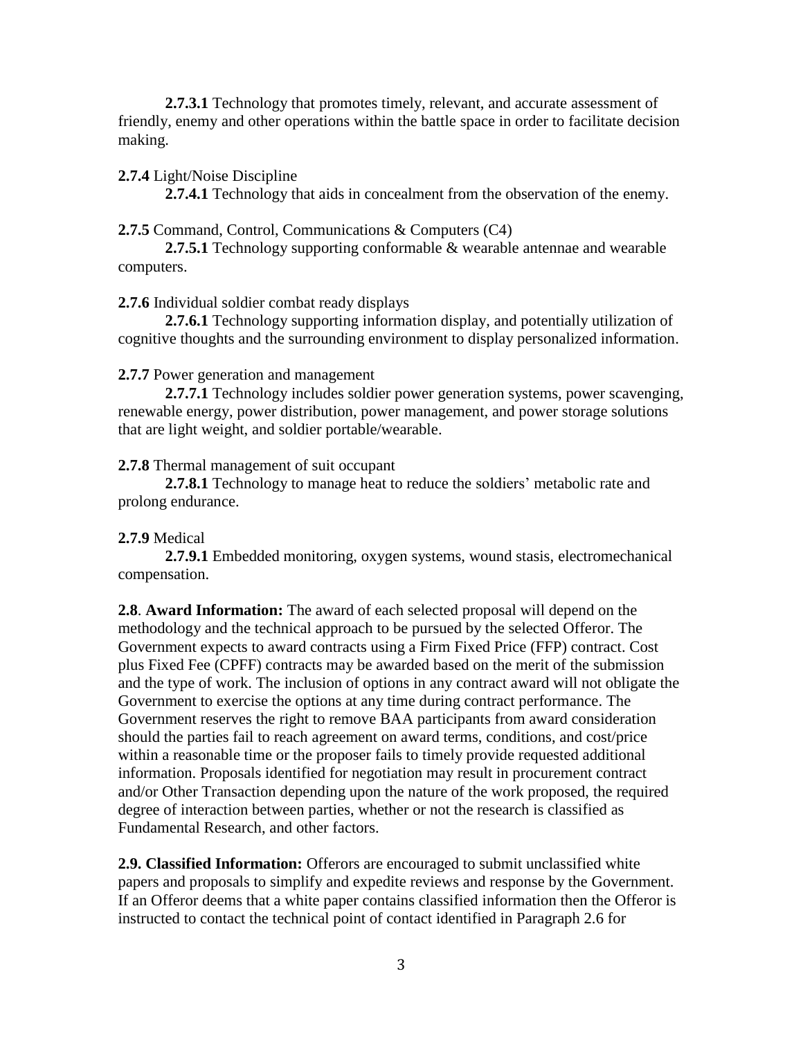**2.7.3.1** Technology that promotes timely, relevant, and accurate assessment of friendly, enemy and other operations within the battle space in order to facilitate decision making.

**2.7.4** Light/Noise Discipline

**2.7.4.1** Technology that aids in concealment from the observation of the enemy.

**2.7.5** Command, Control, Communications & Computers (C4)

**2.7.5.1** Technology supporting conformable & wearable antennae and wearable computers.

**2.7.6** Individual soldier combat ready displays

**2.7.6.1** Technology supporting information display, and potentially utilization of cognitive thoughts and the surrounding environment to display personalized information.

**2.7.7** Power generation and management

**2.7.7.1** Technology includes soldier power generation systems, power scavenging, renewable energy, power distribution, power management, and power storage solutions that are light weight, and soldier portable/wearable.

**2.7.8** Thermal management of suit occupant

**2.7.8.1** Technology to manage heat to reduce the soldiers' metabolic rate and prolong endurance.

**2.7.9** Medical

**2.7.9.1** Embedded monitoring, oxygen systems, wound stasis, electromechanical compensation.

**2.8**. **Award Information:** The award of each selected proposal will depend on the methodology and the technical approach to be pursued by the selected Offeror. The Government expects to award contracts using a Firm Fixed Price (FFP) contract. Cost plus Fixed Fee (CPFF) contracts may be awarded based on the merit of the submission and the type of work. The inclusion of options in any contract award will not obligate the Government to exercise the options at any time during contract performance. The Government reserves the right to remove BAA participants from award consideration should the parties fail to reach agreement on award terms, conditions, and cost/price within a reasonable time or the proposer fails to timely provide requested additional information. Proposals identified for negotiation may result in procurement contract and/or Other Transaction depending upon the nature of the work proposed, the required degree of interaction between parties, whether or not the research is classified as Fundamental Research, and other factors.

**2.9. Classified Information:** Offerors are encouraged to submit unclassified white papers and proposals to simplify and expedite reviews and response by the Government. If an Offeror deems that a white paper contains classified information then the Offeror is instructed to contact the technical point of contact identified in Paragraph 2.6 for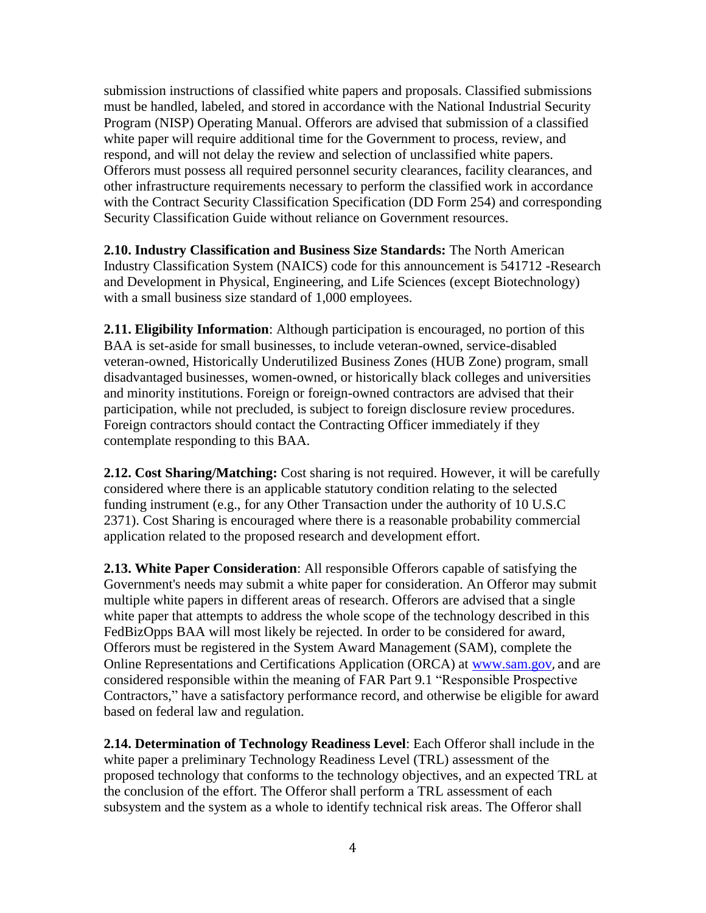submission instructions of classified white papers and proposals. Classified submissions must be handled, labeled, and stored in accordance with the National Industrial Security Program (NISP) Operating Manual. Offerors are advised that submission of a classified white paper will require additional time for the Government to process, review, and respond, and will not delay the review and selection of unclassified white papers. Offerors must possess all required personnel security clearances, facility clearances, and other infrastructure requirements necessary to perform the classified work in accordance with the Contract Security Classification Specification (DD Form 254) and corresponding Security Classification Guide without reliance on Government resources.

**2.10. Industry Classification and Business Size Standards:** The North American Industry Classification System (NAICS) code for this announcement is 541712 -Research and Development in Physical, Engineering, and Life Sciences (except Biotechnology) with a small business size standard of 1,000 employees.

**2.11. Eligibility Information**: Although participation is encouraged, no portion of this BAA is set-aside for small businesses, to include veteran-owned, service-disabled veteran-owned, Historically Underutilized Business Zones (HUB Zone) program, small disadvantaged businesses, women-owned, or historically black colleges and universities and minority institutions. Foreign or foreign-owned contractors are advised that their participation, while not precluded, is subject to foreign disclosure review procedures. Foreign contractors should contact the Contracting Officer immediately if they contemplate responding to this BAA.

**2.12. Cost Sharing/Matching:** Cost sharing is not required. However, it will be carefully considered where there is an applicable statutory condition relating to the selected funding instrument (e.g., for any Other Transaction under the authority of 10 U.S.C 2371). Cost Sharing is encouraged where there is a reasonable probability commercial application related to the proposed research and development effort.

**2.13. White Paper Consideration**: All responsible Offerors capable of satisfying the Government's needs may submit a white paper for consideration. An Offeror may submit multiple white papers in different areas of research. Offerors are advised that a single white paper that attempts to address the whole scope of the technology described in this FedBizOpps BAA will most likely be rejected. In order to be considered for award, Offerors must be registered in the System Award Management (SAM), complete the Online Representations and Certifications Application (ORCA) at [www.sam.gov](www.sam.gov), and are considered responsible within the meaning of FAR Part 9.1 "Responsible Prospective Contractors," have a satisfactory performance record, and otherwise be eligible for award based on federal law and regulation.

**2.14. Determination of Technology Readiness Level**: Each Offeror shall include in the white paper a preliminary Technology Readiness Level (TRL) assessment of the proposed technology that conforms to the technology objectives, and an expected TRL at the conclusion of the effort. The Offeror shall perform a TRL assessment of each subsystem and the system as a whole to identify technical risk areas. The Offeror shall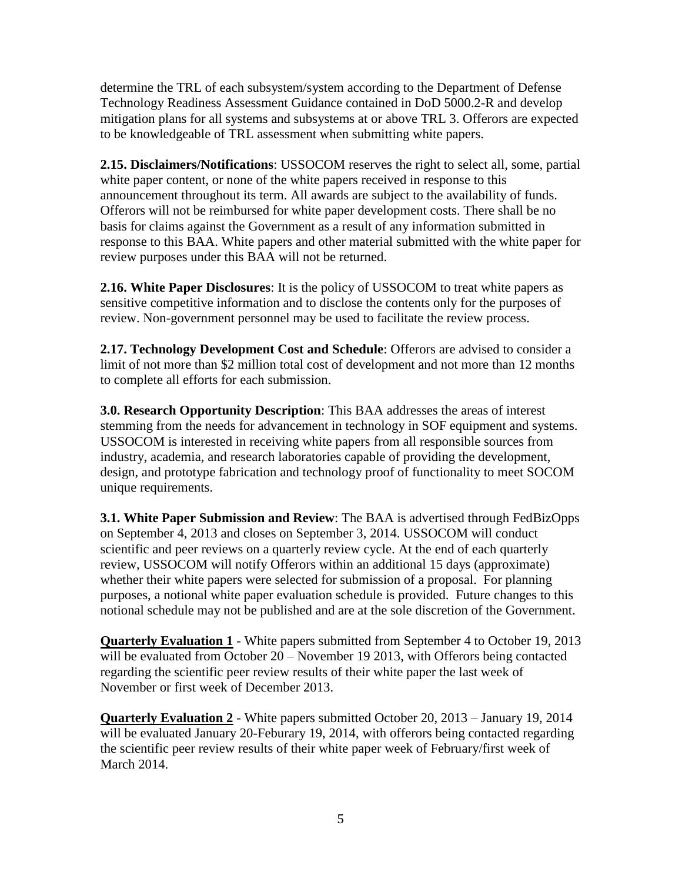determine the TRL of each subsystem/system according to the Department of Defense Technology Readiness Assessment Guidance contained in DoD 5000.2-R and develop mitigation plans for all systems and subsystems at or above TRL 3. Offerors are expected to be knowledgeable of TRL assessment when submitting white papers.

**2.15. Disclaimers/Notifications**: USSOCOM reserves the right to select all, some, partial white paper content, or none of the white papers received in response to this announcement throughout its term. All awards are subject to the availability of funds. Offerors will not be reimbursed for white paper development costs. There shall be no basis for claims against the Government as a result of any information submitted in response to this BAA. White papers and other material submitted with the white paper for review purposes under this BAA will not be returned.

**2.16. White Paper Disclosures**: It is the policy of USSOCOM to treat white papers as sensitive competitive information and to disclose the contents only for the purposes of review. Non-government personnel may be used to facilitate the review process.

**2.17. Technology Development Cost and Schedule**: Offerors are advised to consider a limit of not more than $2 million total cost of development and not more than 12 months to complete all efforts for each submission.

**3.0. Research Opportunity Description**: This BAA addresses the areas of interest stemming from the needs for advancement in technology in SOF equipment and systems. USSOCOM is interested in receiving white papers from all responsible sources from industry, academia, and research laboratories capable of providing the development, design, and prototype fabrication and technology proof of functionality to meet SOCOM unique requirements.

**3.1. White Paper Submission and Review**: The BAA is advertised through FedBizOpps on September 4, 2013 and closes on September 3, 2014. USSOCOM will conduct scientific and peer reviews on a quarterly review cycle. At the end of each quarterly review, USSOCOM will notify Offerors within an additional 15 days (approximate) whether their white papers were selected for submission of a proposal. For planning purposes, a notional white paper evaluation schedule is provided. Future changes to this notional schedule may not be published and are at the sole discretion of the Government.

**Quarterly Evaluation 1** - White papers submitted from September 4 to October 19, 2013 will be evaluated from October 20 – November 19 2013, with Offerors being contacted regarding the scientific peer review results of their white paper the last week of November or first week of December 2013.

**Quarterly Evaluation 2** - White papers submitted October 20, 2013 – January 19, 2014 will be evaluated January 20-Feburary 19, 2014, with offerors being contacted regarding the scientific peer review results of their white paper week of February/first week of March 2014.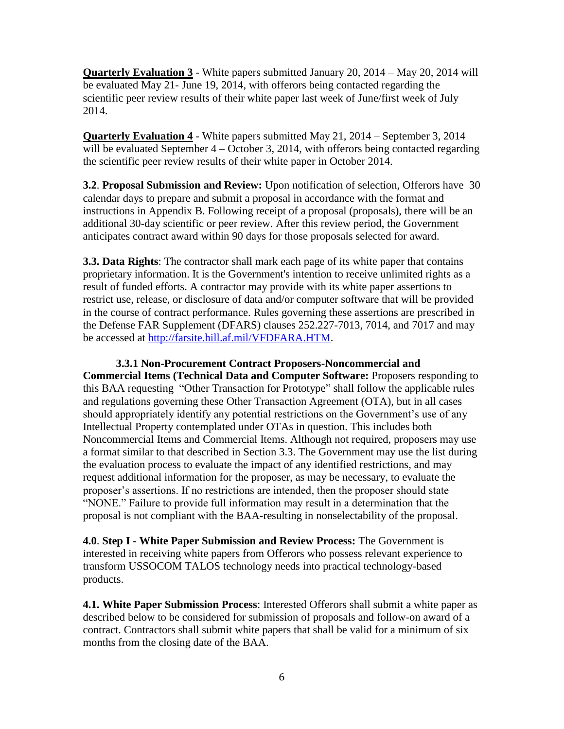**<u>Quarterly Evaluation 3</u>** - White papers submitted January 20, 2014 – May 20, 2014 will be evaluated May 21- June 19, 2014, with offerors being contacted regarding the scientific peer review results of their white paper last week of June/first week of July 2014.

**<u>Quarterly Evaluation 4</u>** - White papers submitted May 21, 2014 – September 3, 2014 will be evaluated September 4 – October 3, 2014, with offerors being contacted regarding the scientific peer review results of their white paper in October 2014.

**3.2**. **Proposal Submission and Review:** Upon notification of selection, Offerors have 30 calendar days to prepare and submit a proposal in accordance with the format and instructions in Appendix B. Following receipt of a proposal (proposals), there will be an additional 30-day scientific or peer review. After this review period, the Government anticipates contract award within 90 days for those proposals selected for award.

**3.3. Data Rights**: The contractor shall mark each page of its white paper that contains proprietary information. It is the Government's intention to receive unlimited rights as a result of funded efforts. A contractor may provide with its white paper assertions to restrict use, release, or disclosure of data and/or computer software that will be provided in the course of contract performance. Rules governing these assertions are prescribed in the Defense FAR Supplement (DFARS) clauses 252.227-7013, 7014, and 7017 and may be accessed at [http://farsite.hill.af.mil/VFDFARA.HTM](http://farsite.hill.af.mil/VFDFARA.HTM).

**3.3.1 Non-Procurement Contract Proposers-Noncommercial and Commercial Items (Technical Data and Computer Software:** Proposers responding to this BAA requesting "Other Transaction for Prototype" shall follow the applicable rules and regulations governing these Other Transaction Agreement (OTA), but in all cases should appropriately identify any potential restrictions on the Government's use of any Intellectual Property contemplated under OTAs in question. This includes both Noncommercial Items and Commercial Items. Although not required, proposers may use a format similar to that described in Section 3.3. The Government may use the list during the evaluation process to evaluate the impact of any identified restrictions, and may request additional information for the proposer, as may be necessary, to evaluate the proposer's assertions. If no restrictions are intended, then the proposer should state "NONE." Failure to provide full information may result in a determination that the proposal is not compliant with the BAA-resulting in nonselectability of the proposal.

**4.0**. **Step I - White Paper Submission and Review Process:** The Government is interested in receiving white papers from Offerors who possess relevant experience to transform USSOCOM TALOS technology needs into practical technology-based products.

**4.1. White Paper Submission Process**: Interested Offerors shall submit a white paper as described below to be considered for submission of proposals and follow-on award of a contract. Contractors shall submit white papers that shall be valid for a minimum of six months from the closing date of the BAA.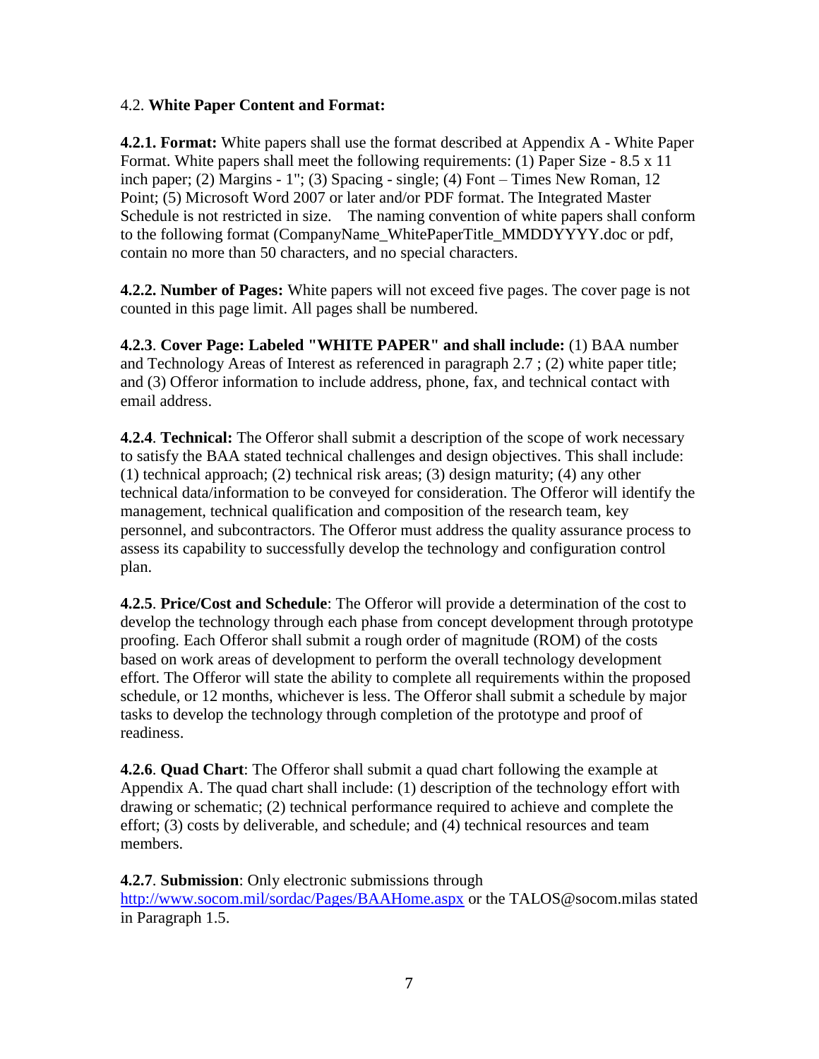4.2. **White Paper Content and Format:**

**4.2.1. Format:** White papers shall use the format described at Appendix A - White Paper Format. White papers shall meet the following requirements: (1) Paper Size - 8.5 x 11 inch paper; (2) Margins - 1"; (3) Spacing - single; (4) Font – Times New Roman, 12 Point; (5) Microsoft Word 2007 or later and/or PDF format. The Integrated Master Schedule is not restricted in size. The naming convention of white papers shall conform to the following format (CompanyName_WhitePaperTitle_MMDDYYYY.doc or pdf, contain no more than 50 characters, and no special characters.

**4.2.2. Number of Pages:** White papers will not exceed five pages. The cover page is not counted in this page limit. All pages shall be numbered.

**4.2.3**. **Cover Page: Labeled "WHITE PAPER" and shall include:** (1) BAA number and Technology Areas of Interest as referenced in paragraph 2.7 ; (2) white paper title; and (3) Offeror information to include address, phone, fax, and technical contact with email address.

**4.2.4**. **Technical:** The Offeror shall submit a description of the scope of work necessary to satisfy the BAA stated technical challenges and design objectives. This shall include: (1) technical approach; (2) technical risk areas; (3) design maturity; (4) any other technical data/information to be conveyed for consideration. The Offeror will identify the management, technical qualification and composition of the research team, key personnel, and subcontractors. The Offeror must address the quality assurance process to assess its capability to successfully develop the technology and configuration control plan.

**4.2.5**. **Price/Cost and Schedule**: The Offeror will provide a determination of the cost to develop the technology through each phase from concept development through prototype proofing. Each Offeror shall submit a rough order of magnitude (ROM) of the costs based on work areas of development to perform the overall technology development effort. The Offeror will state the ability to complete all requirements within the proposed schedule, or 12 months, whichever is less. The Offeror shall submit a schedule by major tasks to develop the technology through completion of the prototype and proof of readiness.

**4.2.6**. **Quad Chart**: The Offeror shall submit a quad chart following the example at Appendix A. The quad chart shall include: (1) description of the technology effort with drawing or schematic; (2) technical performance required to achieve and complete the effort; (3) costs by deliverable, and schedule; and (4) technical resources and team members.

**4.2.7**. **Submission**: Only electronic submissions through http://www.socom.mil/sordac/Pages/BAAHome.aspx or the TALOS@socom.milas stated in Paragraph 1.5.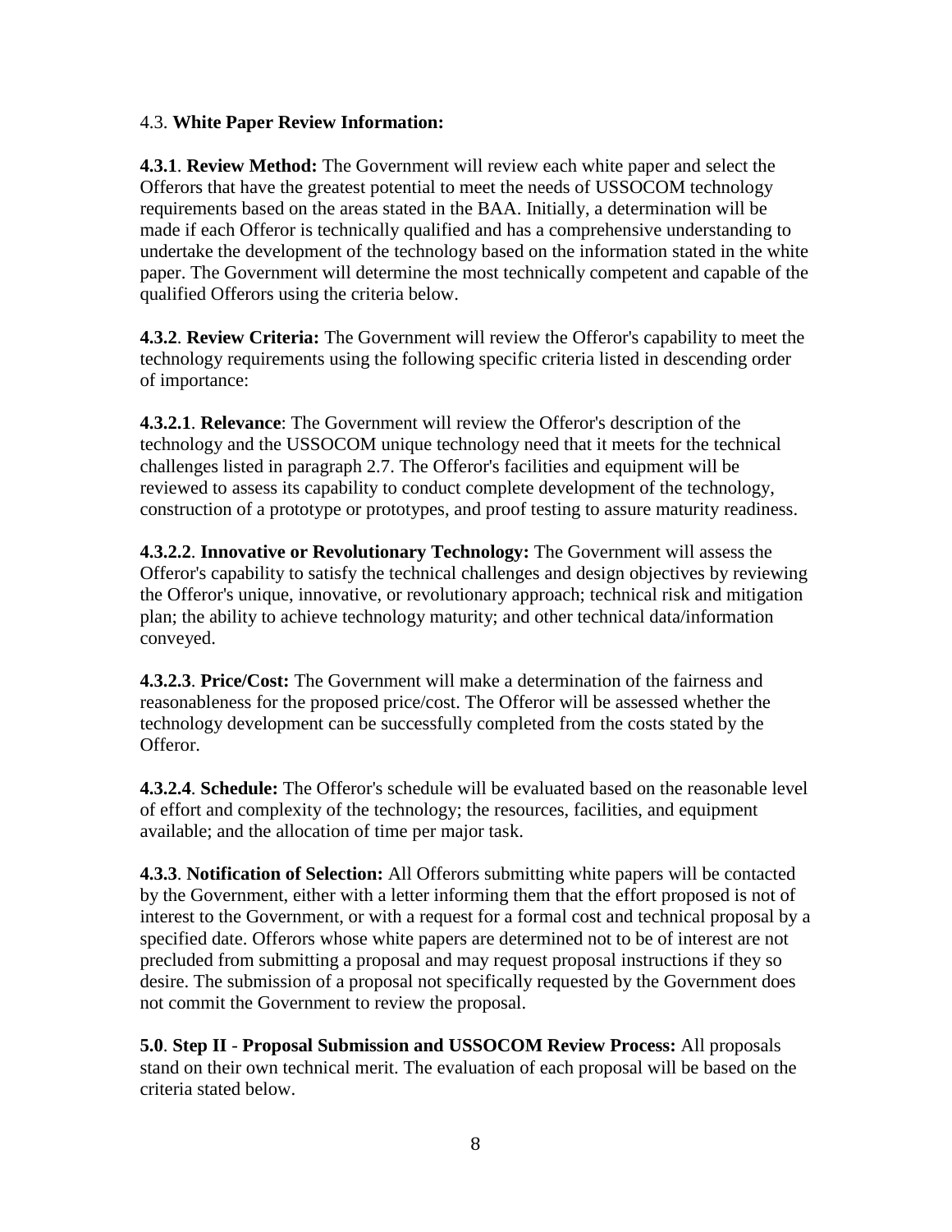4.3. **White Paper Review Information:**

**4.3.1**. **Review Method:** The Government will review each white paper and select the Offerors that have the greatest potential to meet the needs of USSOCOM technology requirements based on the areas stated in the BAA. Initially, a determination will be made if each Offeror is technically qualified and has a comprehensive understanding to undertake the development of the technology based on the information stated in the white paper. The Government will determine the most technically competent and capable of the qualified Offerors using the criteria below.

**4.3.2**. **Review Criteria:** The Government will review the Offeror's capability to meet the technology requirements using the following specific criteria listed in descending order of importance:

**4.3.2.1**. **Relevance**: The Government will review the Offeror's description of the technology and the USSOCOM unique technology need that it meets for the technical challenges listed in paragraph 2.7. The Offeror's facilities and equipment will be reviewed to assess its capability to conduct complete development of the technology, construction of a prototype or prototypes, and proof testing to assure maturity readiness.

**4.3.2.2**. **Innovative or Revolutionary Technology:** The Government will assess the Offeror's capability to satisfy the technical challenges and design objectives by reviewing the Offeror's unique, innovative, or revolutionary approach; technical risk and mitigation plan; the ability to achieve technology maturity; and other technical data/information conveyed.

**4.3.2.3**. **Price/Cost:** The Government will make a determination of the fairness and reasonableness for the proposed price/cost. The Offeror will be assessed whether the technology development can be successfully completed from the costs stated by the Offeror.

**4.3.2.4**. **Schedule:** The Offeror's schedule will be evaluated based on the reasonable level of effort and complexity of the technology; the resources, facilities, and equipment available; and the allocation of time per major task.

**4.3.3**. **Notification of Selection:** All Offerors submitting white papers will be contacted by the Government, either with a letter informing them that the effort proposed is not of interest to the Government, or with a request for a formal cost and technical proposal by a specified date. Offerors whose white papers are determined not to be of interest are not precluded from submitting a proposal and may request proposal instructions if they so desire. The submission of a proposal not specifically requested by the Government does not commit the Government to review the proposal.

**5.0**. **Step II - Proposal Submission and USSOCOM Review Process:** All proposals stand on their own technical merit. The evaluation of each proposal will be based on the criteria stated below.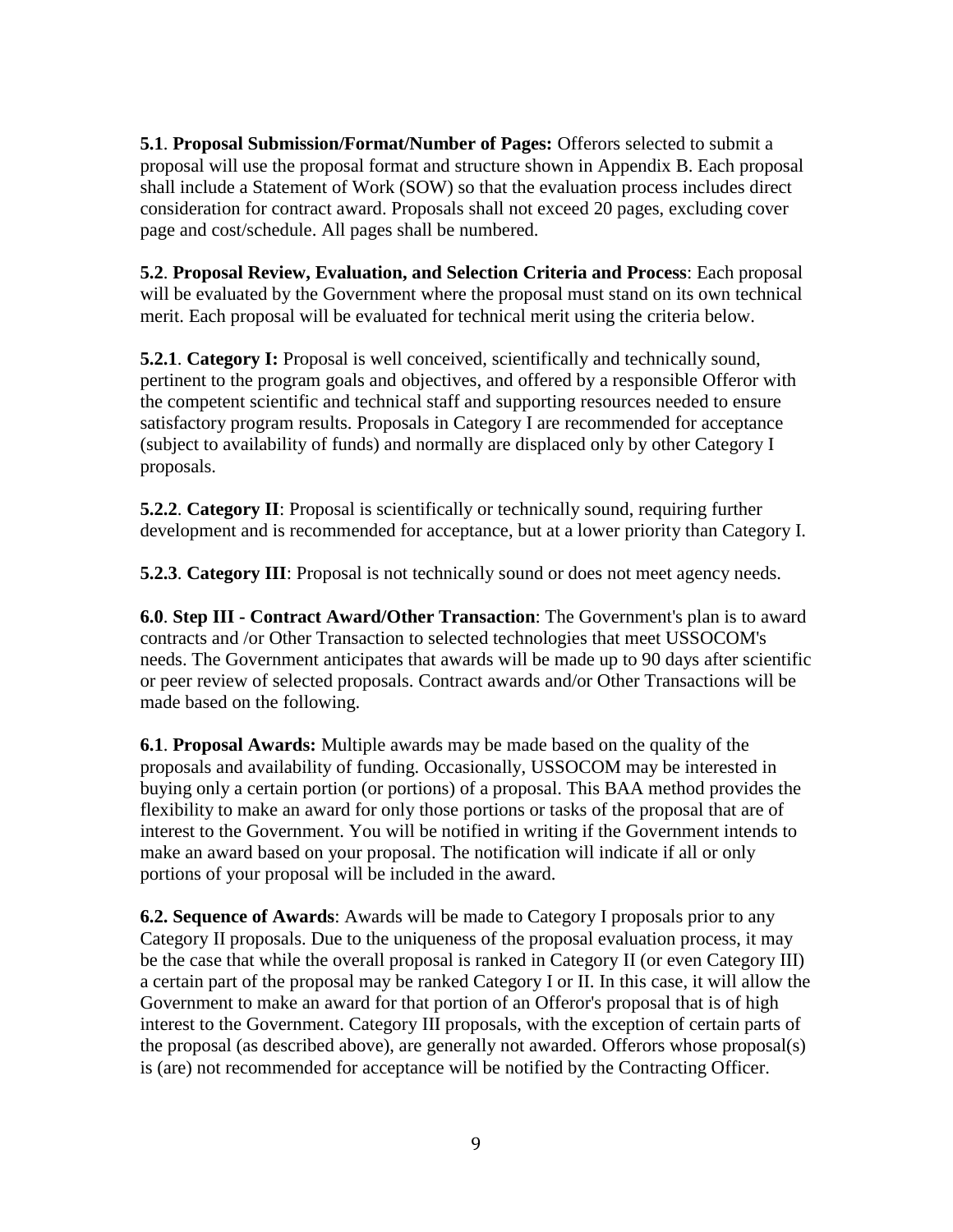**5.1**. **Proposal Submission/Format/Number of Pages:** Offerors selected to submit a proposal will use the proposal format and structure shown in Appendix B. Each proposal shall include a Statement of Work (SOW) so that the evaluation process includes direct consideration for contract award. Proposals shall not exceed 20 pages, excluding cover page and cost/schedule. All pages shall be numbered.

**5.2**. **Proposal Review, Evaluation, and Selection Criteria and Process**: Each proposal will be evaluated by the Government where the proposal must stand on its own technical merit. Each proposal will be evaluated for technical merit using the criteria below.

**5.2.1**. **Category I:** Proposal is well conceived, scientifically and technically sound, pertinent to the program goals and objectives, and offered by a responsible Offeror with the competent scientific and technical staff and supporting resources needed to ensure satisfactory program results. Proposals in Category I are recommended for acceptance (subject to availability of funds) and normally are displaced only by other Category I proposals.

**5.2.2**. **Category II**: Proposal is scientifically or technically sound, requiring further development and is recommended for acceptance, but at a lower priority than Category I.

**5.2.3**. **Category III**: Proposal is not technically sound or does not meet agency needs.

**6.0**. **Step III - Contract Award/Other Transaction**: The Government's plan is to award contracts and /or Other Transaction to selected technologies that meet USSOCOM's needs. The Government anticipates that awards will be made up to 90 days after scientific or peer review of selected proposals. Contract awards and/or Other Transactions will be made based on the following.

**6.1**. **Proposal Awards:** Multiple awards may be made based on the quality of the proposals and availability of funding. Occasionally, USSOCOM may be interested in buying only a certain portion (or portions) of a proposal. This BAA method provides the flexibility to make an award for only those portions or tasks of the proposal that are of interest to the Government. You will be notified in writing if the Government intends to make an award based on your proposal. The notification will indicate if all or only portions of your proposal will be included in the award.

**6.2. Sequence of Awards**: Awards will be made to Category I proposals prior to any Category II proposals. Due to the uniqueness of the proposal evaluation process, it may be the case that while the overall proposal is ranked in Category II (or even Category III) a certain part of the proposal may be ranked Category I or II. In this case, it will allow the Government to make an award for that portion of an Offeror's proposal that is of high interest to the Government. Category III proposals, with the exception of certain parts of the proposal (as described above), are generally not awarded. Offerors whose proposal(s) is (are) not recommended for acceptance will be notified by the Contracting Officer.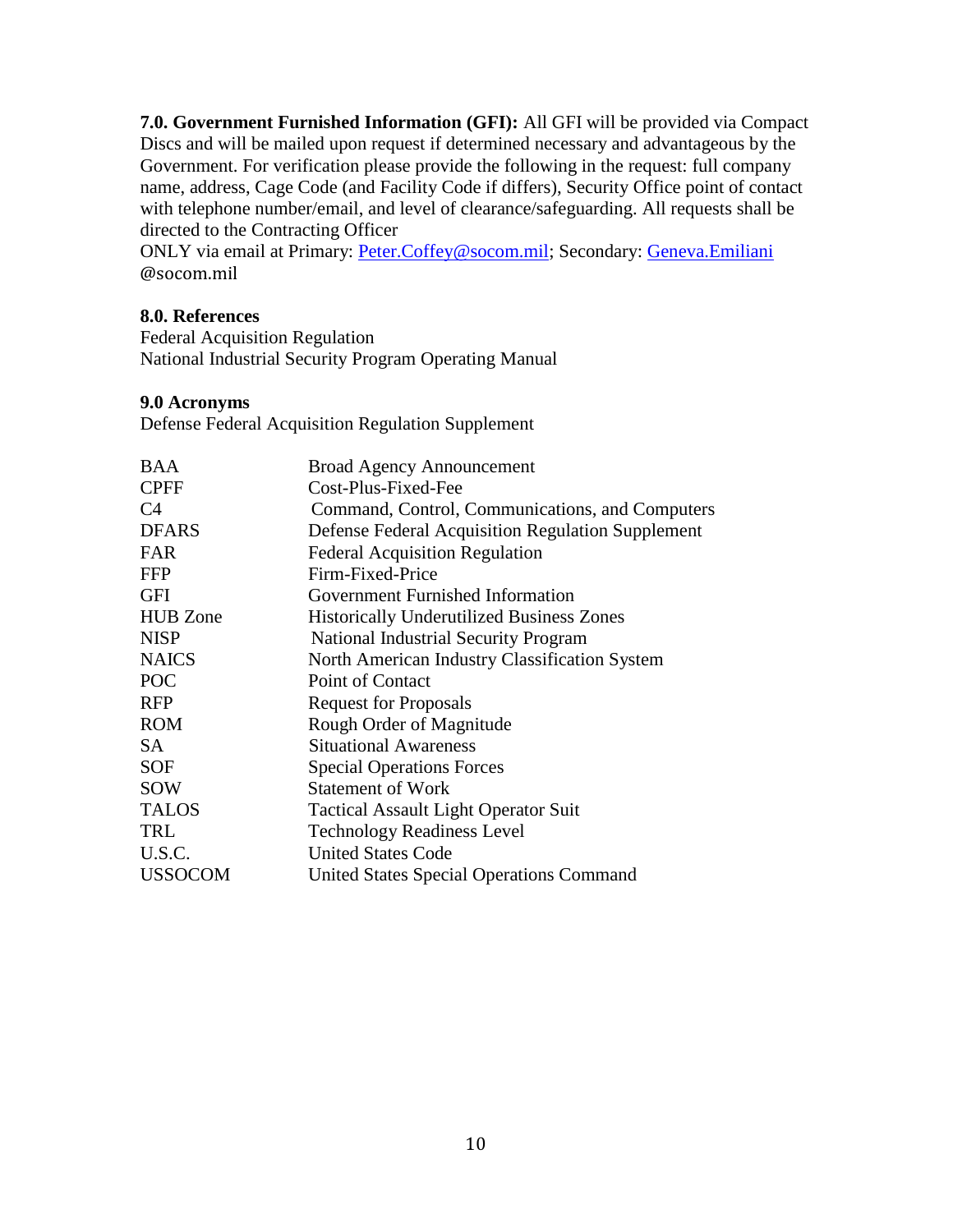**7.0. Government Furnished Information (GFI):** All GFI will be provided via Compact Discs and will be mailed upon request if determined necessary and advantageous by the Government. For verification please provide the following in the request: full company name, address, Cage Code (and Facility Code if differs), Security Office point of contact with telephone number/email, and level of clearance/safeguarding. All requests shall be directed to the Contracting Officer
ONLY via email at Primary: Peter.Coffey@socom.mil; Secondary: Geneva.Emiliani @socom.mil

**8.0. References**

Federal Acquisition Regulation
National Industrial Security Program Operating Manual

**9.0 Acronyms**

Defense Federal Acquisition Regulation Supplement

| | |
|---|---|
| BAA | Broad Agency Announcement |
| CPFF | Cost-Plus-Fixed-Fee |
| C4 | Command, Control, Communications, and Computers |
| DFARS | Defense Federal Acquisition Regulation Supplement |
| FAR | Federal Acquisition Regulation |
| FFP | Firm-Fixed-Price |
| GFI | Government Furnished Information |
| HUB Zone | Historically Underutilized Business Zones |
| NISP | National Industrial Security Program |
| NAICS | North American Industry Classification System |
| POC | Point of Contact |
| RFP | Request for Proposals |
| ROM | Rough Order of Magnitude |
| SA | Situational Awareness |
| SOF | Special Operations Forces |
| SOW | Statement of Work |
| TALOS | Tactical Assault Light Operator Suit |
| TRL | Technology Readiness Level |
| U.S.C. | United States Code |
| USSOCOM | United States Special Operations Command |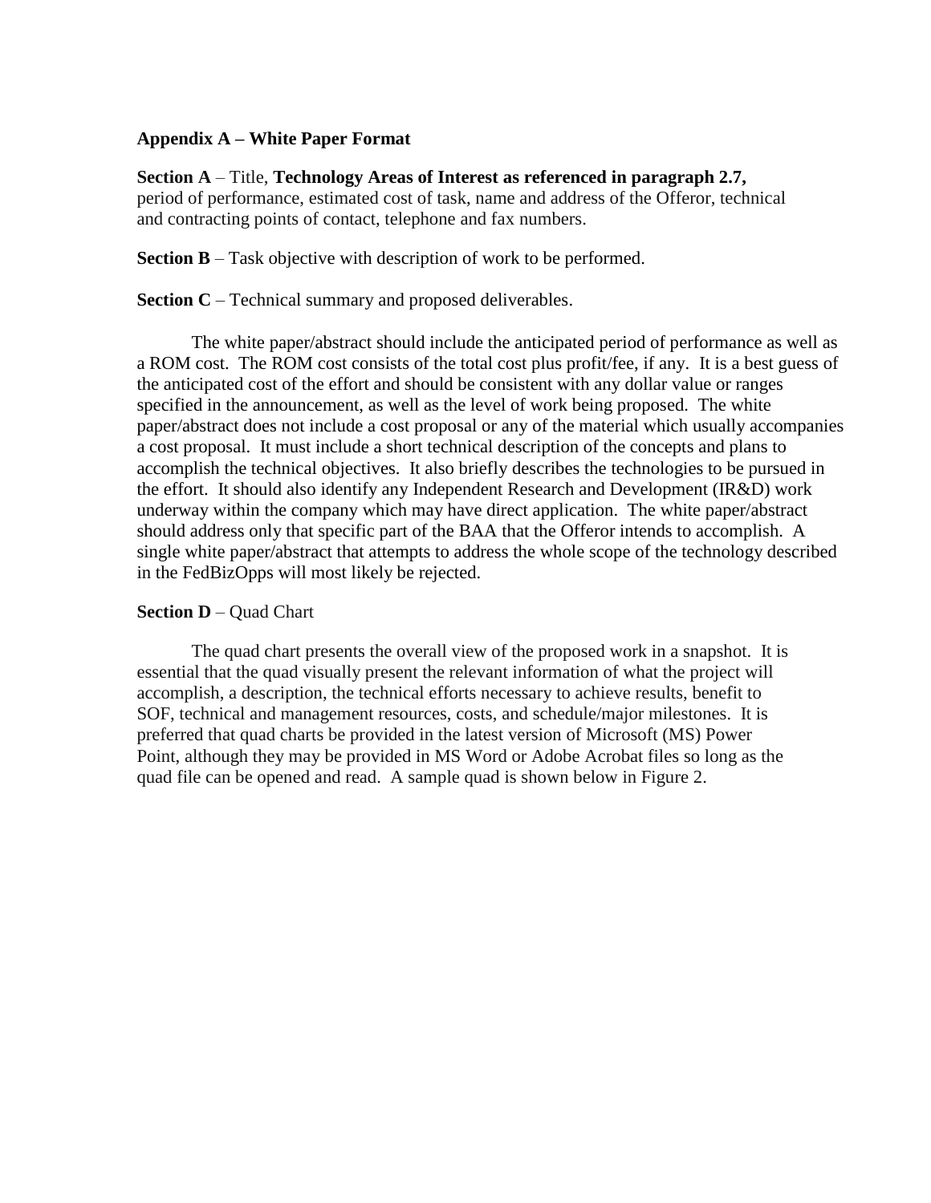## Appendix A – White Paper Format

**Section A** – Title, **Technology Areas of Interest as referenced in paragraph 2.7,** period of performance, estimated cost of task, name and address of the Offeror, technical and contracting points of contact, telephone and fax numbers.

**Section B** – Task objective with description of work to be performed.

**Section C** – Technical summary and proposed deliverables.

The white paper/abstract should include the anticipated period of performance as well as a ROM cost. The ROM cost consists of the total cost plus profit/fee, if any. It is a best guess of the anticipated cost of the effort and should be consistent with any dollar value or ranges specified in the announcement, as well as the level of work being proposed. The white paper/abstract does not include a cost proposal or any of the material which usually accompanies a cost proposal. It must include a short technical description of the concepts and plans to accomplish the technical objectives. It also briefly describes the technologies to be pursued in the effort. It should also identify any Independent Research and Development (IR&D) work underway within the company which may have direct application. The white paper/abstract should address only that specific part of the BAA that the Offeror intends to accomplish. A single white paper/abstract that attempts to address the whole scope of the technology described in the FedBizOpps will most likely be rejected.

**Section D** – Quad Chart

The quad chart presents the overall view of the proposed work in a snapshot. It is essential that the quad visually present the relevant information of what the project will accomplish, a description, the technical efforts necessary to achieve results, benefit to SOF, technical and management resources, costs, and schedule/major milestones. It is preferred that quad charts be provided in the latest version of Microsoft (MS) Power Point, although they may be provided in MS Word or Adobe Acrobat files so long as the quad file can be opened and read. A sample quad is shown below in Figure 2.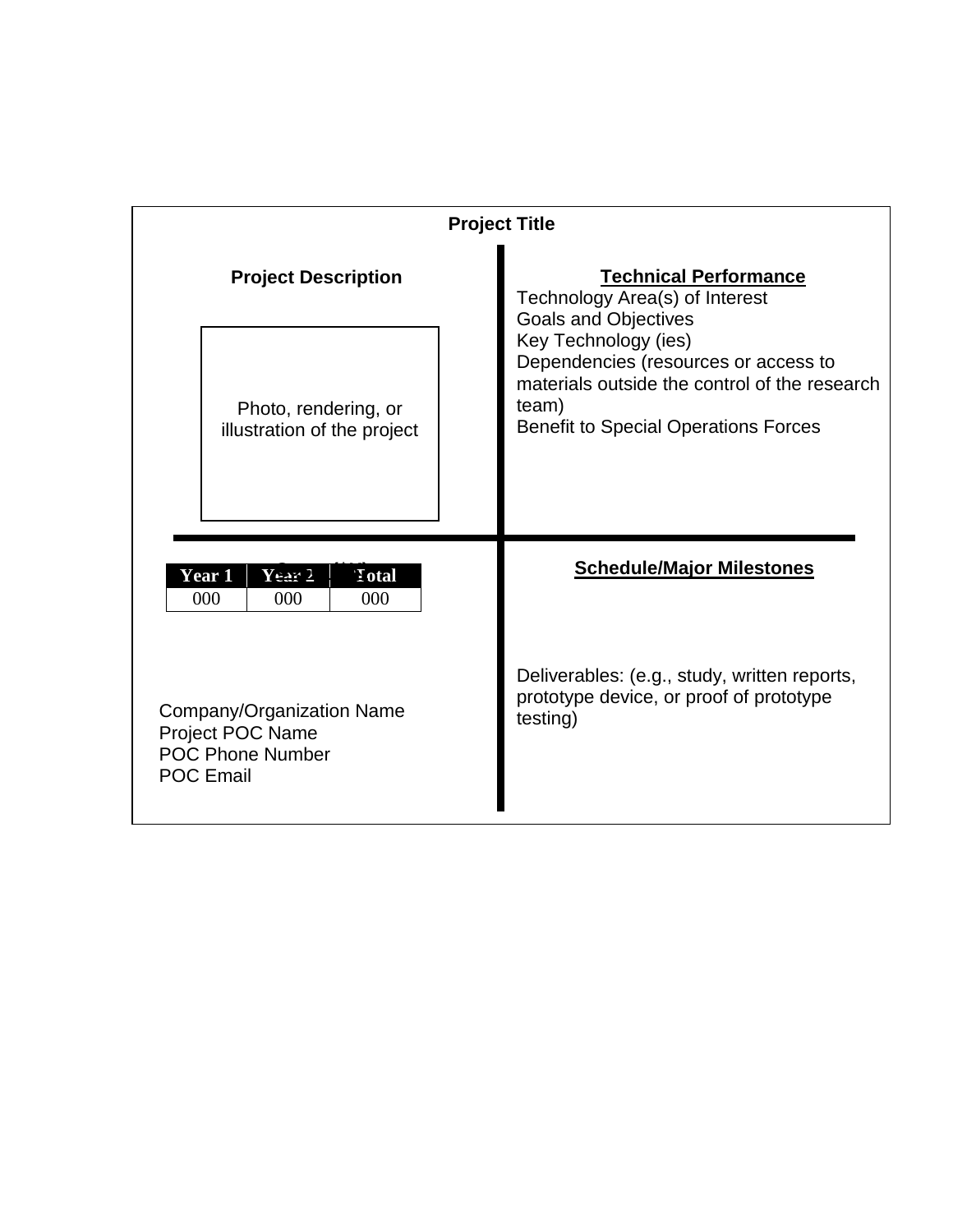**Project Title**

**Project Description**

Photo, rendering, or illustration of the project

**Technical Performance**

Technology Area(s) of Interest
Goals and Objectives
Key Technology (ies)
Dependencies (resources or access to materials outside the control of the research team)
Benefit to Special Operations Forces

Cost ($K)

| Year 1 | Year 2 | Total |
|---|---|---|
| 000 | 000 | 000 |

Company/Organization Name
Project POC Name
POC Phone Number
POC Email

**Schedule/Major Milestones**

Deliverables: (e.g., study, written reports, prototype device, or proof of prototype testing)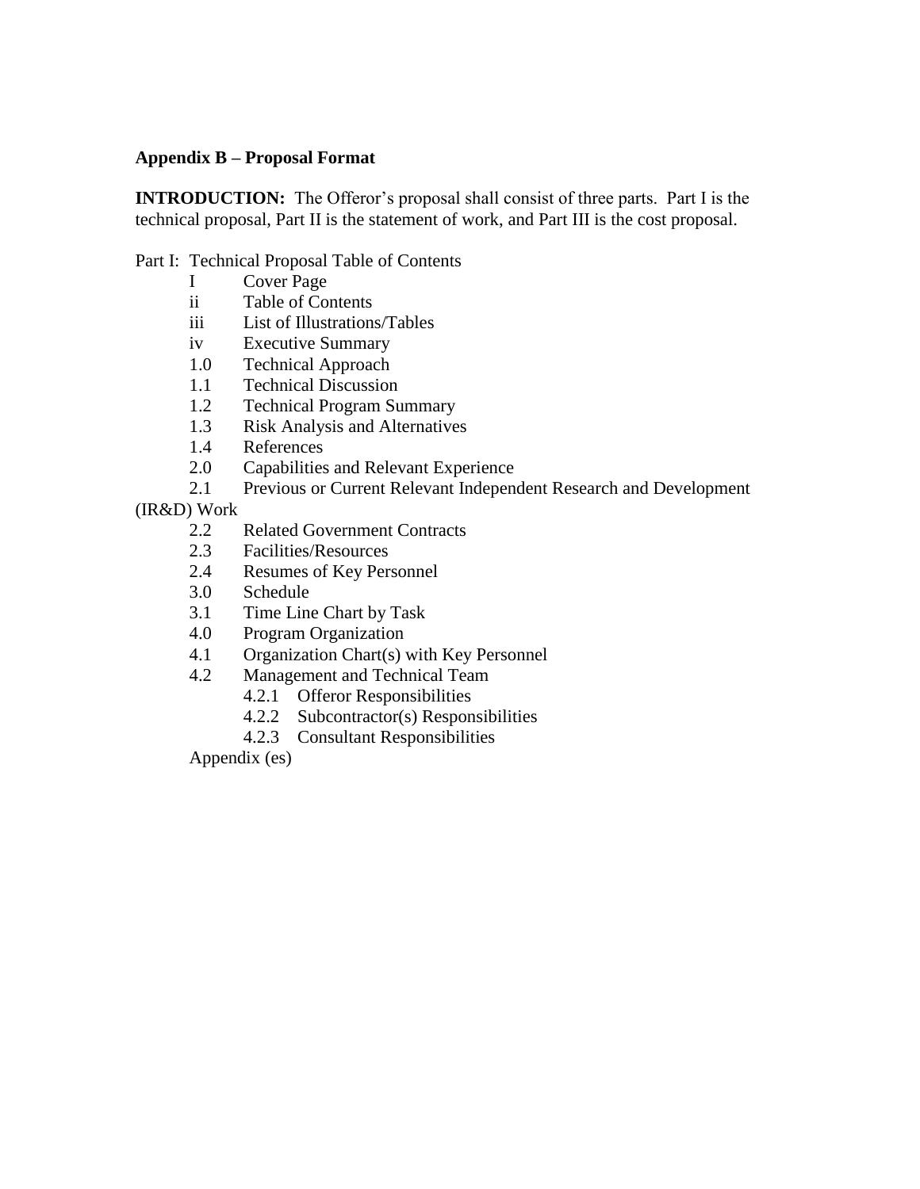**Appendix B – Proposal Format**

**INTRODUCTION:** The Offeror's proposal shall consist of three parts. Part I is the technical proposal, Part II is the statement of work, and Part III is the cost proposal.

Part I: Technical Proposal Table of Contents

- I Cover Page
- ii Table of Contents
- iii List of Illustrations/Tables
- iv Executive Summary
- 1.0 Technical Approach
- 1.1 Technical Discussion
- 1.2 Technical Program Summary
- 1.3 Risk Analysis and Alternatives
- 1.4 References
- 2.0 Capabilities and Relevant Experience
- 2.1 Previous or Current Relevant Independent Research and Development (IR&D) Work
- 2.2 Related Government Contracts
- 2.3 Facilities/Resources
- 2.4 Resumes of Key Personnel
- 3.0 Schedule
- 3.1 Time Line Chart by Task
- 4.0 Program Organization
- 4.1 Organization Chart(s) with Key Personnel
- 4.2 Management and Technical Team
  - 4.2.1 Offeror Responsibilities
  - 4.2.2 Subcontractor(s) Responsibilities
  - 4.2.3 Consultant Responsibilities
- Appendix (es)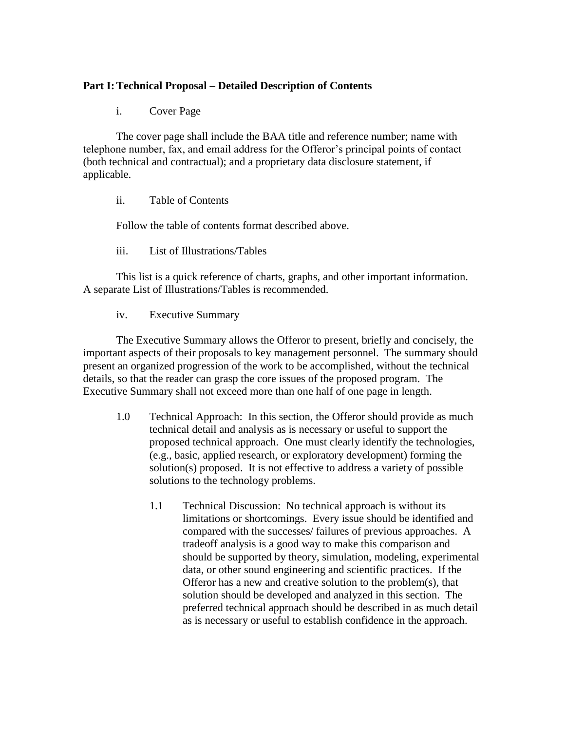**Part I: Technical Proposal – Detailed Description of Contents**

i. Cover Page

The cover page shall include the BAA title and reference number; name with telephone number, fax, and email address for the Offeror's principal points of contact (both technical and contractual); and a proprietary data disclosure statement, if applicable.

ii. Table of Contents

Follow the table of contents format described above.

iii. List of Illustrations/Tables

This list is a quick reference of charts, graphs, and other important information. A separate List of Illustrations/Tables is recommended.

iv. Executive Summary

The Executive Summary allows the Offeror to present, briefly and concisely, the important aspects of their proposals to key management personnel. The summary should present an organized progression of the work to be accomplished, without the technical details, so that the reader can grasp the core issues of the proposed program. The Executive Summary shall not exceed more than one half of one page in length.

1.0 Technical Approach: In this section, the Offeror should provide as much technical detail and analysis as is necessary or useful to support the proposed technical approach. One must clearly identify the technologies, (e.g., basic, applied research, or exploratory development) forming the solution(s) proposed. It is not effective to address a variety of possible solutions to the technology problems.

1.1 Technical Discussion: No technical approach is without its limitations or shortcomings. Every issue should be identified and compared with the successes/ failures of previous approaches. A tradeoff analysis is a good way to make this comparison and should be supported by theory, simulation, modeling, experimental data, or other sound engineering and scientific practices. If the Offeror has a new and creative solution to the problem(s), that solution should be developed and analyzed in this section. The preferred technical approach should be described in as much detail as is necessary or useful to establish confidence in the approach.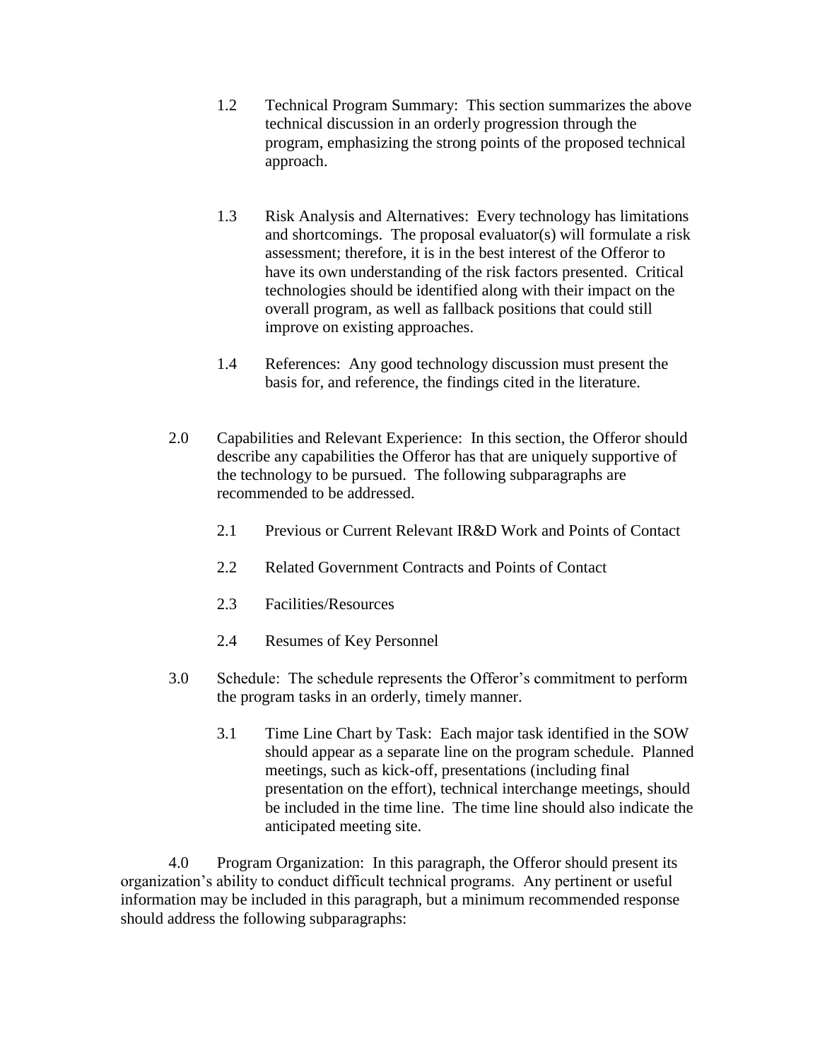1.2 Technical Program Summary: This section summarizes the above technical discussion in an orderly progression through the program, emphasizing the strong points of the proposed technical approach.

1.3 Risk Analysis and Alternatives: Every technology has limitations and shortcomings. The proposal evaluator(s) will formulate a risk assessment; therefore, it is in the best interest of the Offeror to have its own understanding of the risk factors presented. Critical technologies should be identified along with their impact on the overall program, as well as fallback positions that could still improve on existing approaches.

1.4 References: Any good technology discussion must present the basis for, and reference, the findings cited in the literature.

2.0 Capabilities and Relevant Experience: In this section, the Offeror should describe any capabilities the Offeror has that are uniquely supportive of the technology to be pursued. The following subparagraphs are recommended to be addressed.

2.1 Previous or Current Relevant IR&D Work and Points of Contact

2.2 Related Government Contracts and Points of Contact

2.3 Facilities/Resources

2.4 Resumes of Key Personnel

3.0 Schedule: The schedule represents the Offeror's commitment to perform the program tasks in an orderly, timely manner.

3.1 Time Line Chart by Task: Each major task identified in the SOW should appear as a separate line on the program schedule. Planned meetings, such as kick-off, presentations (including final presentation on the effort), technical interchange meetings, should be included in the time line. The time line should also indicate the anticipated meeting site.

4.0 Program Organization: In this paragraph, the Offeror should present its organization's ability to conduct difficult technical programs. Any pertinent or useful information may be included in this paragraph, but a minimum recommended response should address the following subparagraphs: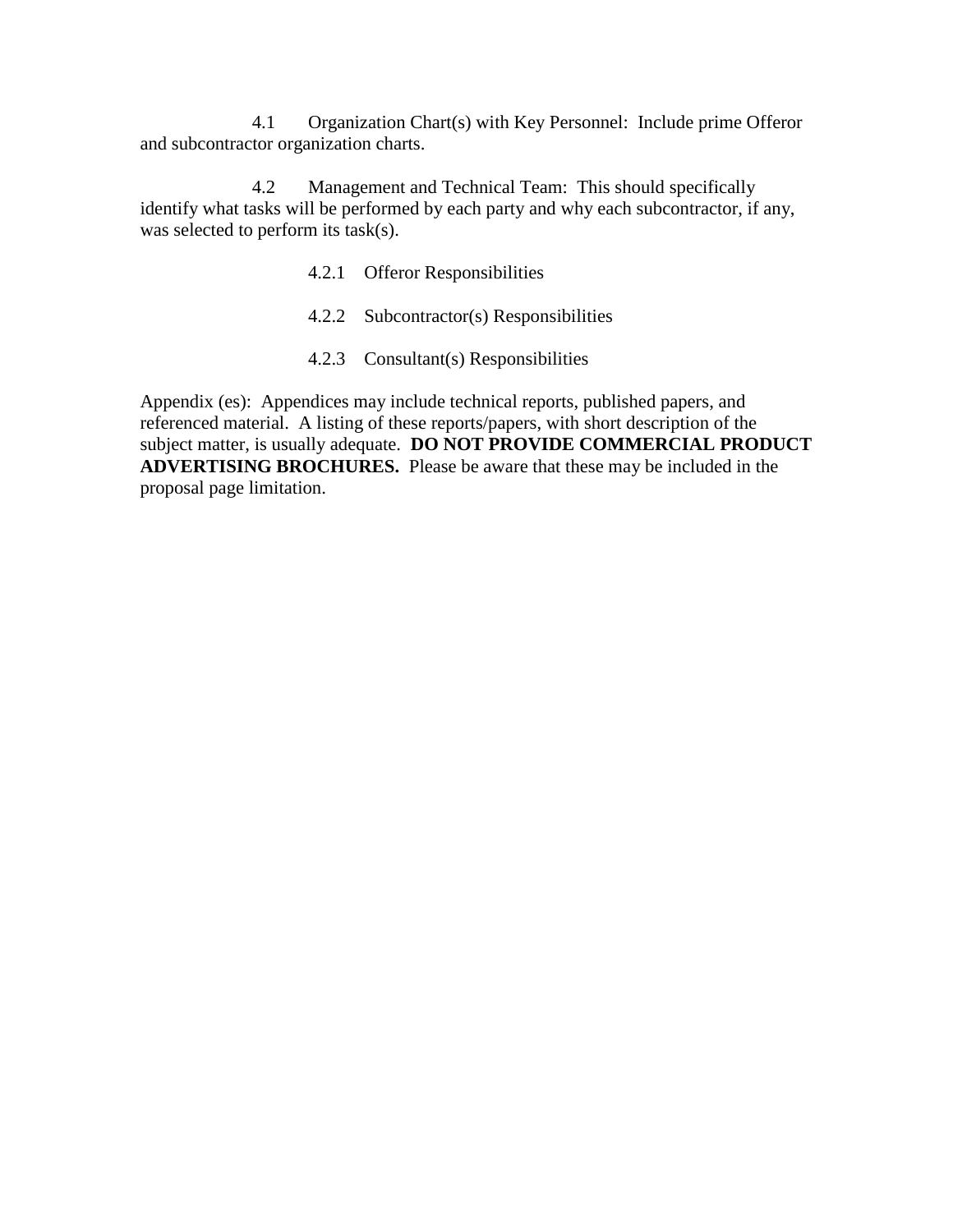4.1 Organization Chart(s) with Key Personnel: Include prime Offeror and subcontractor organization charts.

4.2 Management and Technical Team: This should specifically identify what tasks will be performed by each party and why each subcontractor, if any, was selected to perform its task(s).

4.2.1 Offeror Responsibilities

4.2.2 Subcontractor(s) Responsibilities

4.2.3 Consultant(s) Responsibilities

Appendix (es): Appendices may include technical reports, published papers, and referenced material. A listing of these reports/papers, with short description of the subject matter, is usually adequate. **DO NOT PROVIDE COMMERCIAL PRODUCT ADVERTISING BROCHURES.** Please be aware that these may be included in the proposal page limitation.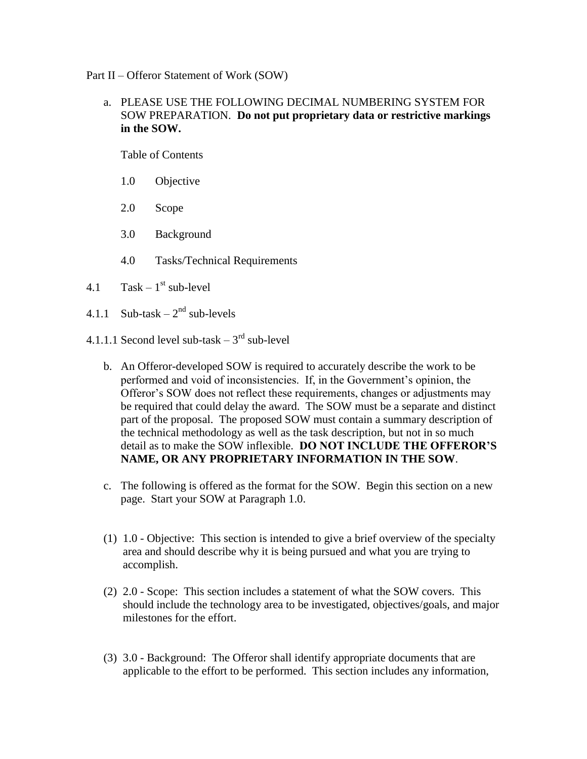Part II – Offeror Statement of Work (SOW)

a. PLEASE USE THE FOLLOWING DECIMAL NUMBERING SYSTEM FOR SOW PREPARATION. **Do not put proprietary data or restrictive markings in the SOW.**

   Table of Contents

   1.0 Objective

   2.0 Scope

   3.0 Background

   4.0 Tasks/Technical Requirements

4.1 Task – 1st sub-level

4.1.1 Sub-task – 2nd sub-levels

4.1.1.1 Second level sub-task – 3rd sub-level

b. An Offeror-developed SOW is required to accurately describe the work to be performed and void of inconsistencies. If, in the Government's opinion, the Offeror's SOW does not reflect these requirements, changes or adjustments may be required that could delay the award. The SOW must be a separate and distinct part of the proposal. The proposed SOW must contain a summary description of the technical methodology as well as the task description, but not in so much detail as to make the SOW inflexible. **DO NOT INCLUDE THE OFFEROR'S NAME, OR ANY PROPRIETARY INFORMATION IN THE SOW**.

c. The following is offered as the format for the SOW. Begin this section on a new page. Start your SOW at Paragraph 1.0.

(1) 1.0 - Objective: This section is intended to give a brief overview of the specialty area and should describe why it is being pursued and what you are trying to accomplish.

(2) 2.0 - Scope: This section includes a statement of what the SOW covers. This should include the technology area to be investigated, objectives/goals, and major milestones for the effort.

(3) 3.0 - Background: The Offeror shall identify appropriate documents that are applicable to the effort to be performed. This section includes any information,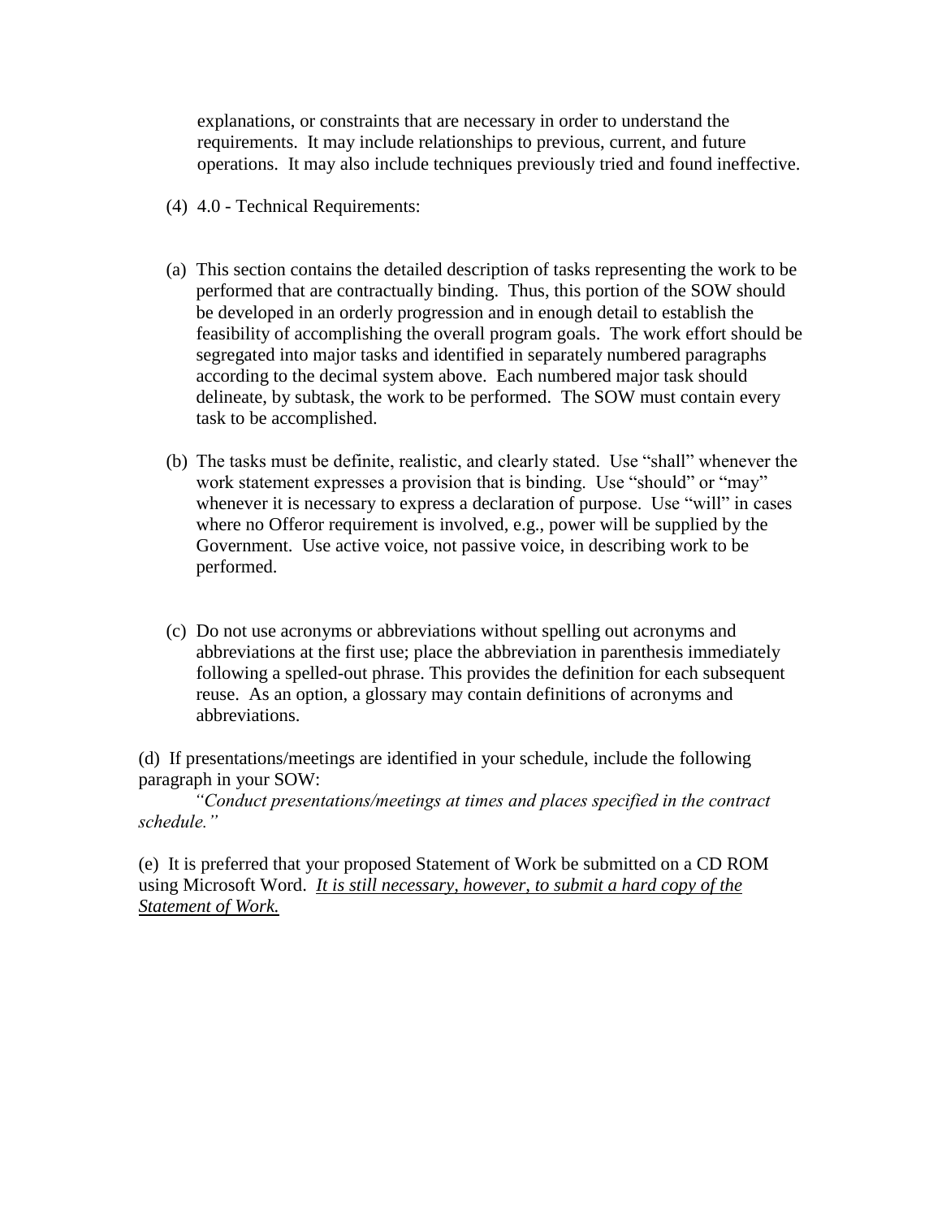explanations, or constraints that are necessary in order to understand the requirements. It may include relationships to previous, current, and future operations. It may also include techniques previously tried and found ineffective.

(4) 4.0 - Technical Requirements:

(a) This section contains the detailed description of tasks representing the work to be performed that are contractually binding. Thus, this portion of the SOW should be developed in an orderly progression and in enough detail to establish the feasibility of accomplishing the overall program goals. The work effort should be segregated into major tasks and identified in separately numbered paragraphs according to the decimal system above. Each numbered major task should delineate, by subtask, the work to be performed. The SOW must contain every task to be accomplished.

(b) The tasks must be definite, realistic, and clearly stated. Use "shall" whenever the work statement expresses a provision that is binding. Use "should" or "may" whenever it is necessary to express a declaration of purpose. Use "will" in cases where no Offeror requirement is involved, e.g., power will be supplied by the Government. Use active voice, not passive voice, in describing work to be performed.

(c) Do not use acronyms or abbreviations without spelling out acronyms and abbreviations at the first use; place the abbreviation in parenthesis immediately following a spelled-out phrase. This provides the definition for each subsequent reuse. As an option, a glossary may contain definitions of acronyms and abbreviations.

(d) If presentations/meetings are identified in your schedule, include the following paragraph in your SOW:

*"Conduct presentations/meetings at times and places specified in the contract schedule."*

(e) It is preferred that your proposed Statement of Work be submitted on a CD ROM using Microsoft Word. ***It is still necessary, however, to submit a hard copy of the Statement of Work.***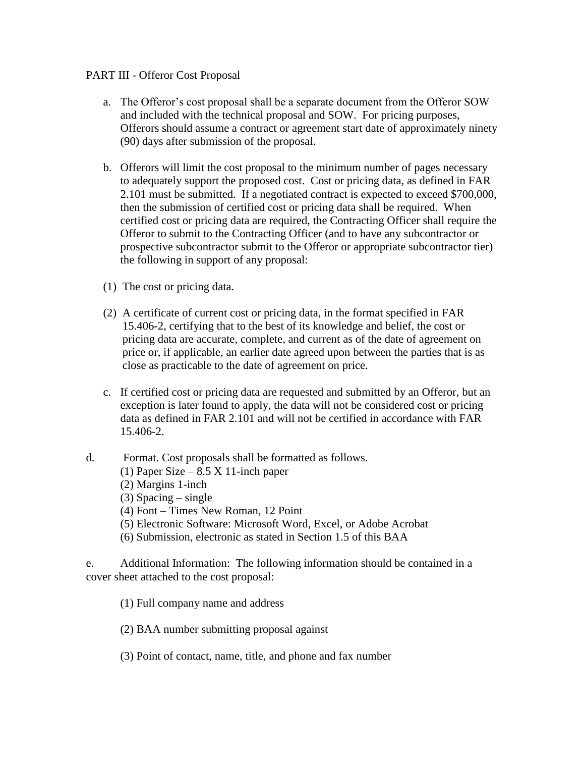PART III - Offeror Cost Proposal

a. The Offeror's cost proposal shall be a separate document from the Offeror SOW and included with the technical proposal and SOW. For pricing purposes, Offerors should assume a contract or agreement start date of approximately ninety (90) days after submission of the proposal.

b. Offerors will limit the cost proposal to the minimum number of pages necessary to adequately support the proposed cost. Cost or pricing data, as defined in FAR 2.101 must be submitted. If a negotiated contract is expected to exceed $700,000, then the submission of certified cost or pricing data shall be required. When certified cost or pricing data are required, the Contracting Officer shall require the Offeror to submit to the Contracting Officer (and to have any subcontractor or prospective subcontractor submit to the Offeror or appropriate subcontractor tier) the following in support of any proposal:

(1) The cost or pricing data.

(2) A certificate of current cost or pricing data, in the format specified in FAR 15.406-2, certifying that to the best of its knowledge and belief, the cost or pricing data are accurate, complete, and current as of the date of agreement on price or, if applicable, an earlier date agreed upon between the parties that is as close as practicable to the date of agreement on price.

c. If certified cost or pricing data are requested and submitted by an Offeror, but an exception is later found to apply, the data will not be considered cost or pricing data as defined in FAR 2.101 and will not be certified in accordance with FAR 15.406-2.

d. Format. Cost proposals shall be formatted as follows.

(1) Paper Size – 8.5 X 11-inch paper
(2) Margins 1-inch
(3) Spacing – single
(4) Font – Times New Roman, 12 Point
(5) Electronic Software: Microsoft Word, Excel, or Adobe Acrobat
(6) Submission, electronic as stated in Section 1.5 of this BAA

e. Additional Information: The following information should be contained in a cover sheet attached to the cost proposal:

(1) Full company name and address

(2) BAA number submitting proposal against

(3) Point of contact, name, title, and phone and fax number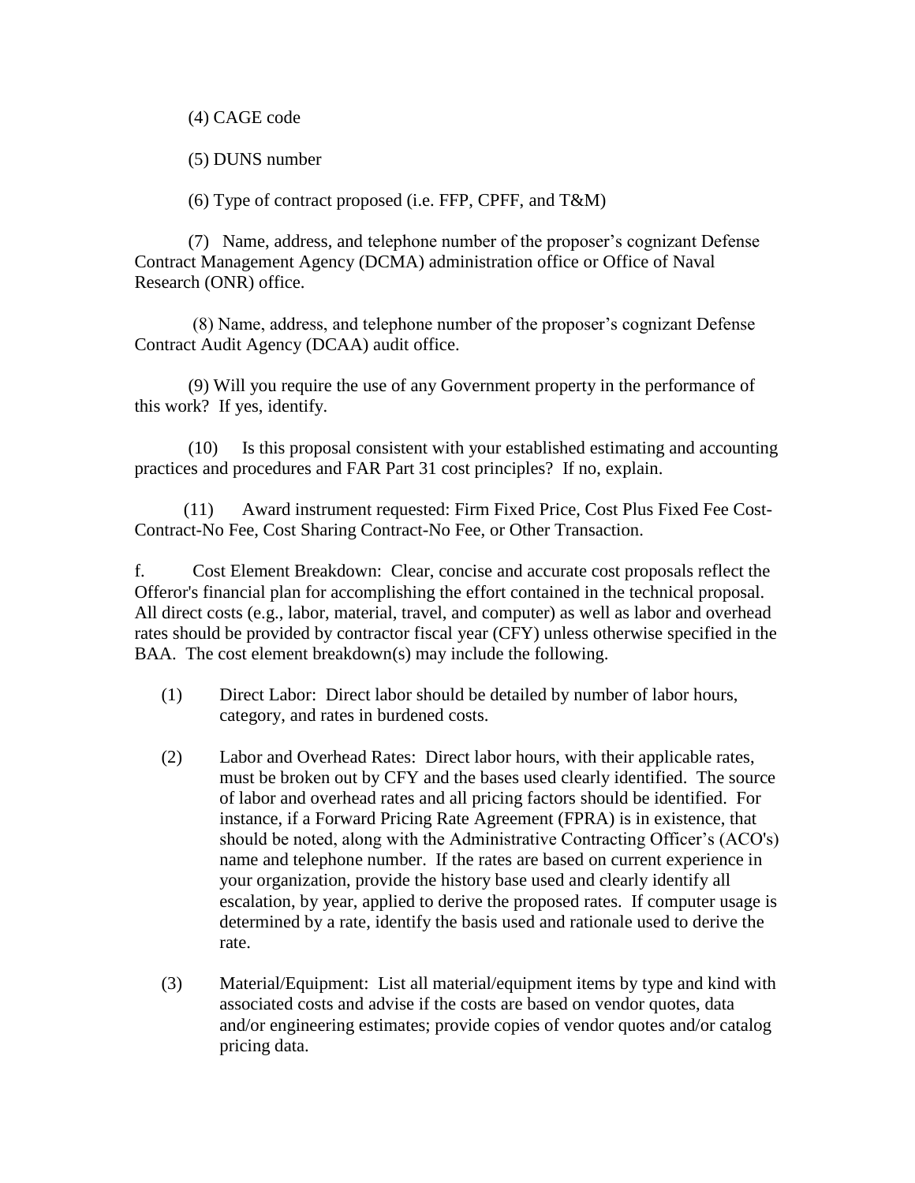(4) CAGE code

(5) DUNS number

(6) Type of contract proposed (i.e. FFP, CPFF, and T&M)

(7) Name, address, and telephone number of the proposer's cognizant Defense Contract Management Agency (DCMA) administration office or Office of Naval Research (ONR) office.

(8) Name, address, and telephone number of the proposer's cognizant Defense Contract Audit Agency (DCAA) audit office.

(9) Will you require the use of any Government property in the performance of this work? If yes, identify.

(10) Is this proposal consistent with your established estimating and accounting practices and procedures and FAR Part 31 cost principles? If no, explain.

(11) Award instrument requested: Firm Fixed Price, Cost Plus Fixed Fee Cost-Contract-No Fee, Cost Sharing Contract-No Fee, or Other Transaction.

f. Cost Element Breakdown: Clear, concise and accurate cost proposals reflect the Offeror's financial plan for accomplishing the effort contained in the technical proposal. All direct costs (e.g., labor, material, travel, and computer) as well as labor and overhead rates should be provided by contractor fiscal year (CFY) unless otherwise specified in the BAA. The cost element breakdown(s) may include the following.

(1) Direct Labor: Direct labor should be detailed by number of labor hours, category, and rates in burdened costs.

(2) Labor and Overhead Rates: Direct labor hours, with their applicable rates, must be broken out by CFY and the bases used clearly identified. The source of labor and overhead rates and all pricing factors should be identified. For instance, if a Forward Pricing Rate Agreement (FPRA) is in existence, that should be noted, along with the Administrative Contracting Officer's (ACO's) name and telephone number. If the rates are based on current experience in your organization, provide the history base used and clearly identify all escalation, by year, applied to derive the proposed rates. If computer usage is determined by a rate, identify the basis used and rationale used to derive the rate.

(3) Material/Equipment: List all material/equipment items by type and kind with associated costs and advise if the costs are based on vendor quotes, data and/or engineering estimates; provide copies of vendor quotes and/or catalog pricing data.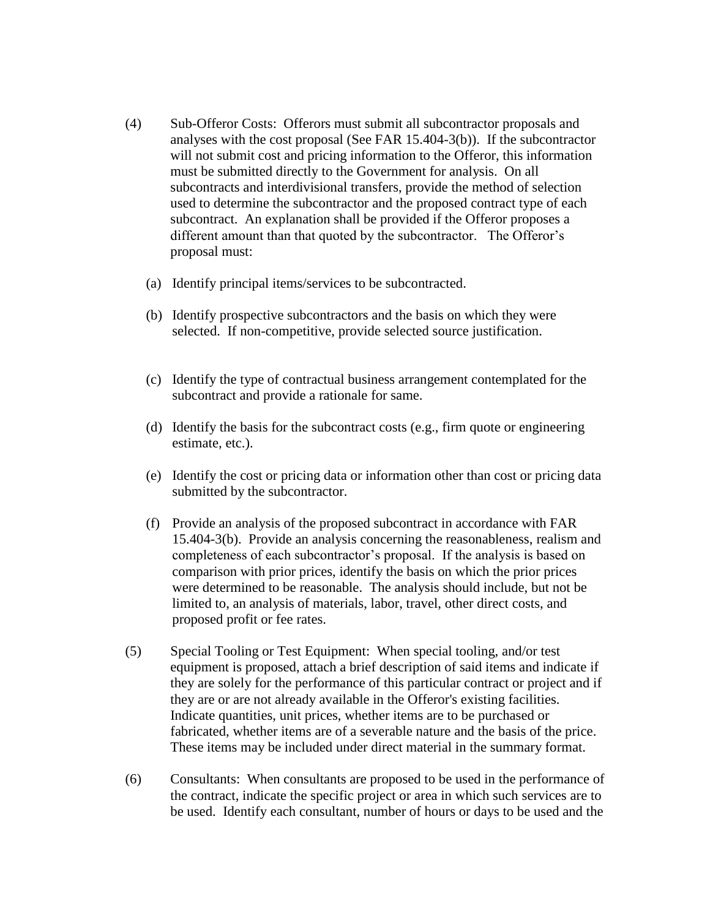(4) Sub-Offeror Costs: Offerors must submit all subcontractor proposals and analyses with the cost proposal (See FAR 15.404-3(b)). If the subcontractor will not submit cost and pricing information to the Offeror, this information must be submitted directly to the Government for analysis. On all subcontracts and interdivisional transfers, provide the method of selection used to determine the subcontractor and the proposed contract type of each subcontract. An explanation shall be provided if the Offeror proposes a different amount than that quoted by the subcontractor. The Offeror's proposal must:

   (a) Identify principal items/services to be subcontracted.

   (b) Identify prospective subcontractors and the basis on which they were selected. If non-competitive, provide selected source justification.

   (c) Identify the type of contractual business arrangement contemplated for the subcontract and provide a rationale for same.

   (d) Identify the basis for the subcontract costs (e.g., firm quote or engineering estimate, etc.).

   (e) Identify the cost or pricing data or information other than cost or pricing data submitted by the subcontractor.

   (f) Provide an analysis of the proposed subcontract in accordance with FAR 15.404-3(b). Provide an analysis concerning the reasonableness, realism and completeness of each subcontractor's proposal. If the analysis is based on comparison with prior prices, identify the basis on which the prior prices were determined to be reasonable. The analysis should include, but not be limited to, an analysis of materials, labor, travel, other direct costs, and proposed profit or fee rates.

(5) Special Tooling or Test Equipment: When special tooling, and/or test equipment is proposed, attach a brief description of said items and indicate if they are solely for the performance of this particular contract or project and if they are or are not already available in the Offeror's existing facilities. Indicate quantities, unit prices, whether items are to be purchased or fabricated, whether items are of a severable nature and the basis of the price. These items may be included under direct material in the summary format.

(6) Consultants: When consultants are proposed to be used in the performance of the contract, indicate the specific project or area in which such services are to be used. Identify each consultant, number of hours or days to be used and the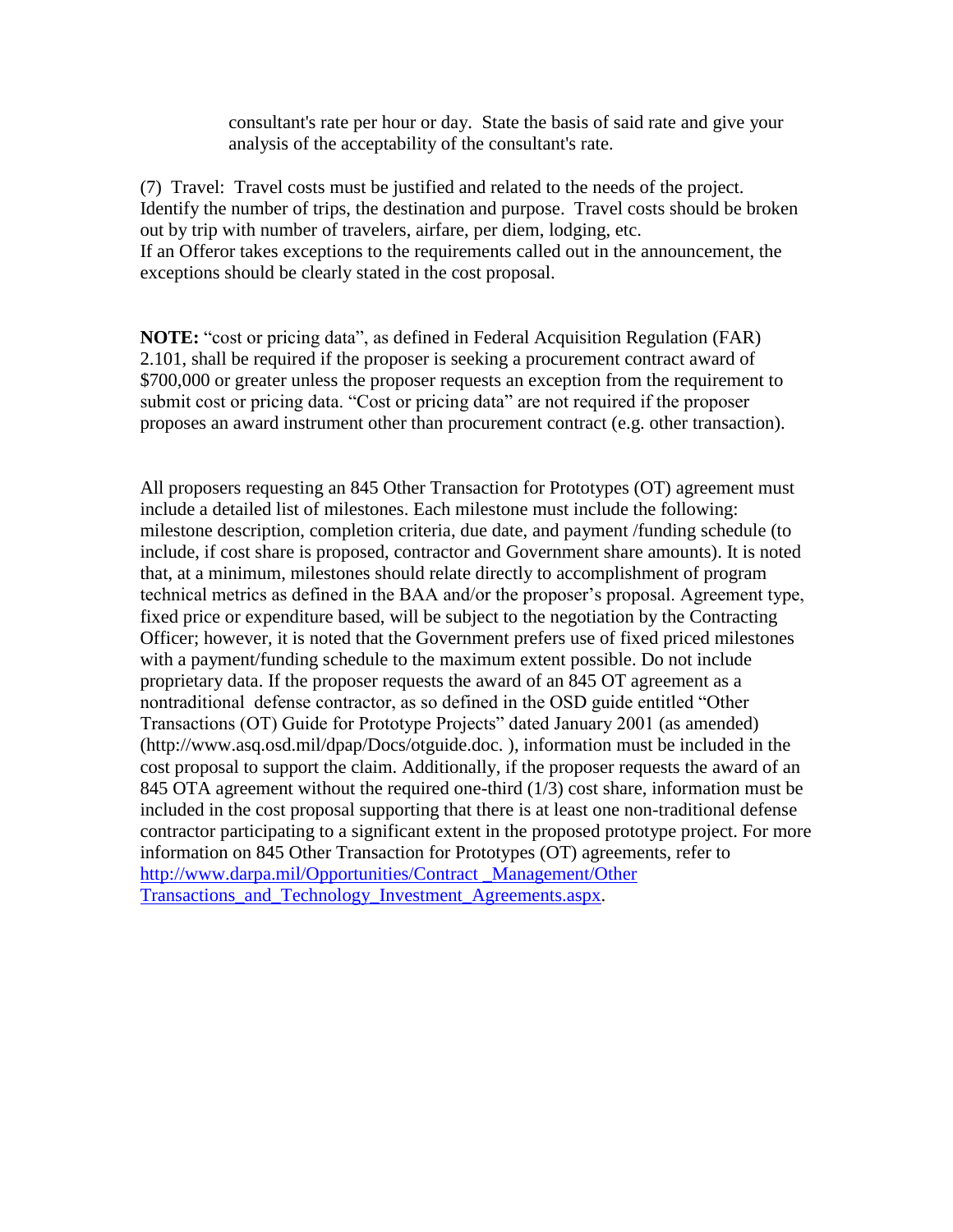consultant's rate per hour or day. State the basis of said rate and give your analysis of the acceptability of the consultant's rate.

(7) Travel: Travel costs must be justified and related to the needs of the project. Identify the number of trips, the destination and purpose. Travel costs should be broken out by trip with number of travelers, airfare, per diem, lodging, etc.
If an Offeror takes exceptions to the requirements called out in the announcement, the exceptions should be clearly stated in the cost proposal.

**NOTE:** "cost or pricing data", as defined in Federal Acquisition Regulation (FAR) 2.101, shall be required if the proposer is seeking a procurement contract award of $700,000 or greater unless the proposer requests an exception from the requirement to submit cost or pricing data. "Cost or pricing data" are not required if the proposer proposes an award instrument other than procurement contract (e.g. other transaction).

All proposers requesting an 845 Other Transaction for Prototypes (OT) agreement must include a detailed list of milestones. Each milestone must include the following: milestone description, completion criteria, due date, and payment /funding schedule (to include, if cost share is proposed, contractor and Government share amounts). It is noted that, at a minimum, milestones should relate directly to accomplishment of program technical metrics as defined in the BAA and/or the proposer's proposal. Agreement type, fixed price or expenditure based, will be subject to the negotiation by the Contracting Officer; however, it is noted that the Government prefers use of fixed priced milestones with a payment/funding schedule to the maximum extent possible. Do not include proprietary data. If the proposer requests the award of an 845 OT agreement as a nontraditional defense contractor, as so defined in the OSD guide entitled "Other Transactions (OT) Guide for Prototype Projects" dated January 2001 (as amended) (http://www.asq.osd.mil/dpap/Docs/otguide.doc. ), information must be included in the cost proposal to support the claim. Additionally, if the proposer requests the award of an 845 OTA agreement without the required one-third (1/3) cost share, information must be included in the cost proposal supporting that there is at least one non-traditional defense contractor participating to a significant extent in the proposed prototype project. For more information on 845 Other Transaction for Prototypes (OT) agreements, refer to http://www.darpa.mil/Opportunities/Contract _Management/Other Transactions_and_Technology_Investment_Agreements.aspx.